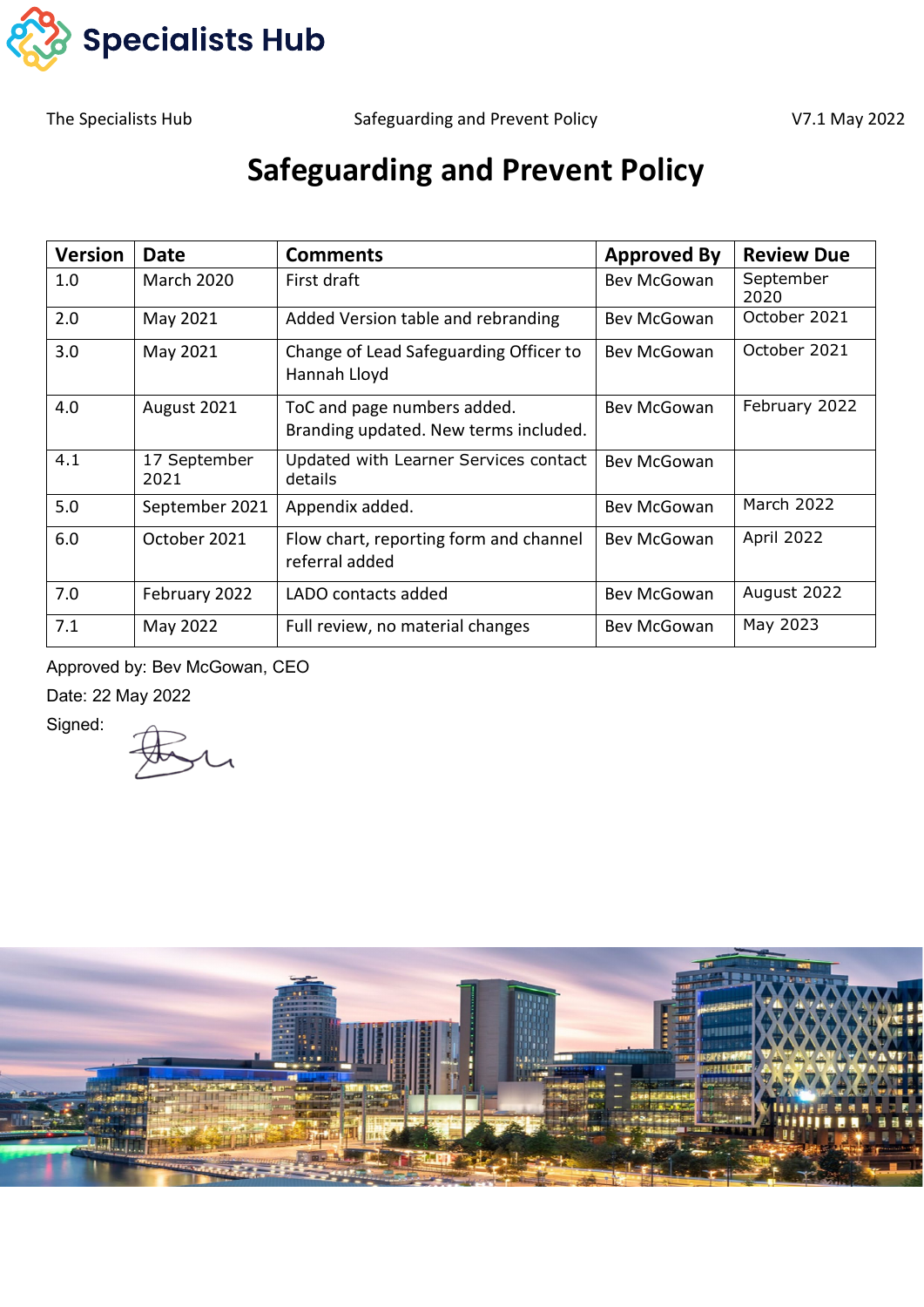Specialists Hub

The Specialists Hub — Safeguarding and Prevent Policy — V7.1 May 2022

# Safeguarding and Prevent Policy

| Version | Date | Comments | Approved By | Review Due |
|---|---|---|---|---|
| 1.0 | March 2020 | First draft | Bev McGowan | September 2020 |
| 2.0 | May 2021 | Added Version table and rebranding | Bev McGowan | October 2021 |
| 3.0 | May 2021 | Change of Lead Safeguarding Officer to Hannah Lloyd | Bev McGowan | October 2021 |
| 4.0 | August 2021 | ToC and page numbers added. Branding updated. New terms included. | Bev McGowan | February 2022 |
| 4.1 | 17 September 2021 | Updated with Learner Services contact details | Bev McGowan | |
| 5.0 | September 2021 | Appendix added. | Bev McGowan | March 2022 |
| 6.0 | October 2021 | Flow chart, reporting form and channel referral added | Bev McGowan | April 2022 |
| 7.0 | February 2022 | LADO contacts added | Bev McGowan | August 2022 |
| 7.1 | May 2022 | Full review, no material changes | Bev McGowan | May 2023 |

Approved by: Bev McGowan, CEO

Date: 22 May 2022

Signed: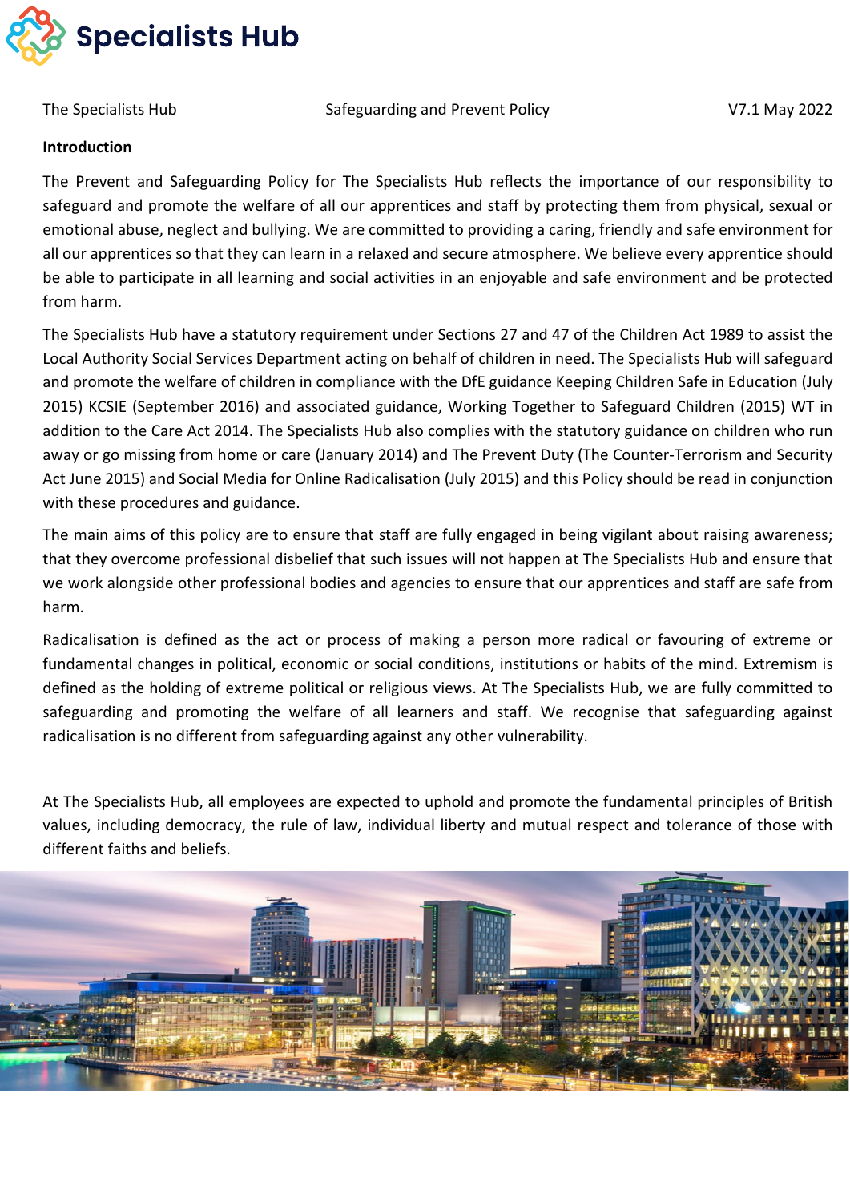## Introduction

The Prevent and Safeguarding Policy for The Specialists Hub reflects the importance of our responsibility to safeguard and promote the welfare of all our apprentices and staff by protecting them from physical, sexual or emotional abuse, neglect and bullying. We are committed to providing a caring, friendly and safe environment for all our apprentices so that they can learn in a relaxed and secure atmosphere. We believe every apprentice should be able to participate in all learning and social activities in an enjoyable and safe environment and be protected from harm.

The Specialists Hub have a statutory requirement under Sections 27 and 47 of the Children Act 1989 to assist the Local Authority Social Services Department acting on behalf of children in need. The Specialists Hub will safeguard and promote the welfare of children in compliance with the DfE guidance Keeping Children Safe in Education (July 2015) KCSIE (September 2016) and associated guidance, Working Together to Safeguard Children (2015) WT in addition to the Care Act 2014. The Specialists Hub also complies with the statutory guidance on children who run away or go missing from home or care (January 2014) and The Prevent Duty (The Counter-Terrorism and Security Act June 2015) and Social Media for Online Radicalisation (July 2015) and this Policy should be read in conjunction with these procedures and guidance.

The main aims of this policy are to ensure that staff are fully engaged in being vigilant about raising awareness; that they overcome professional disbelief that such issues will not happen at The Specialists Hub and ensure that we work alongside other professional bodies and agencies to ensure that our apprentices and staff are safe from harm.

Radicalisation is defined as the act or process of making a person more radical or favouring of extreme or fundamental changes in political, economic or social conditions, institutions or habits of the mind. Extremism is defined as the holding of extreme political or religious views. At The Specialists Hub, we are fully committed to safeguarding and promoting the welfare of all learners and staff. We recognise that safeguarding against radicalisation is no different from safeguarding against any other vulnerability.

At The Specialists Hub, all employees are expected to uphold and promote the fundamental principles of British values, including democracy, the rule of law, individual liberty and mutual respect and tolerance of those with different faiths and beliefs.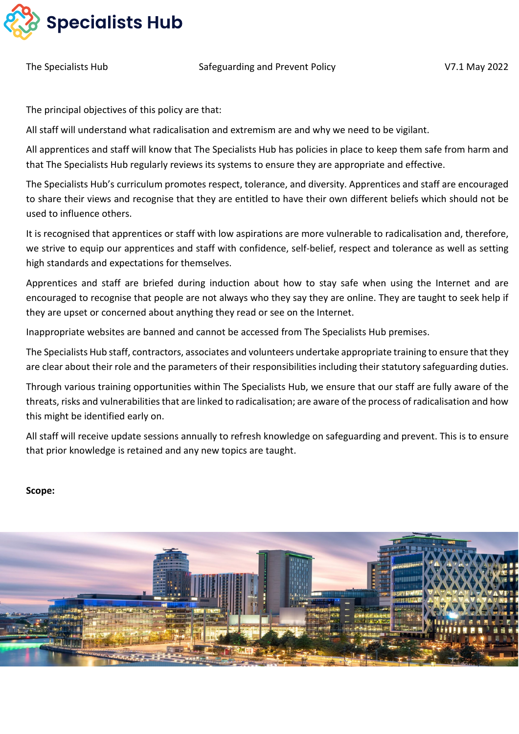The principal objectives of this policy are that:

All staff will understand what radicalisation and extremism are and why we need to be vigilant.

All apprentices and staff will know that The Specialists Hub has policies in place to keep them safe from harm and that The Specialists Hub regularly reviews its systems to ensure they are appropriate and effective.

The Specialists Hub's curriculum promotes respect, tolerance, and diversity. Apprentices and staff are encouraged to share their views and recognise that they are entitled to have their own different beliefs which should not be used to influence others.

It is recognised that apprentices or staff with low aspirations are more vulnerable to radicalisation and, therefore, we strive to equip our apprentices and staff with confidence, self-belief, respect and tolerance as well as setting high standards and expectations for themselves.

Apprentices and staff are briefed during induction about how to stay safe when using the Internet and are encouraged to recognise that people are not always who they say they are online. They are taught to seek help if they are upset or concerned about anything they read or see on the Internet.

Inappropriate websites are banned and cannot be accessed from The Specialists Hub premises.

The Specialists Hub staff, contractors, associates and volunteers undertake appropriate training to ensure that they are clear about their role and the parameters of their responsibilities including their statutory safeguarding duties.

Through various training opportunities within The Specialists Hub, we ensure that our staff are fully aware of the threats, risks and vulnerabilities that are linked to radicalisation; are aware of the process of radicalisation and how this might be identified early on.

All staff will receive update sessions annually to refresh knowledge on safeguarding and prevent. This is to ensure that prior knowledge is retained and any new topics are taught.

**Scope:**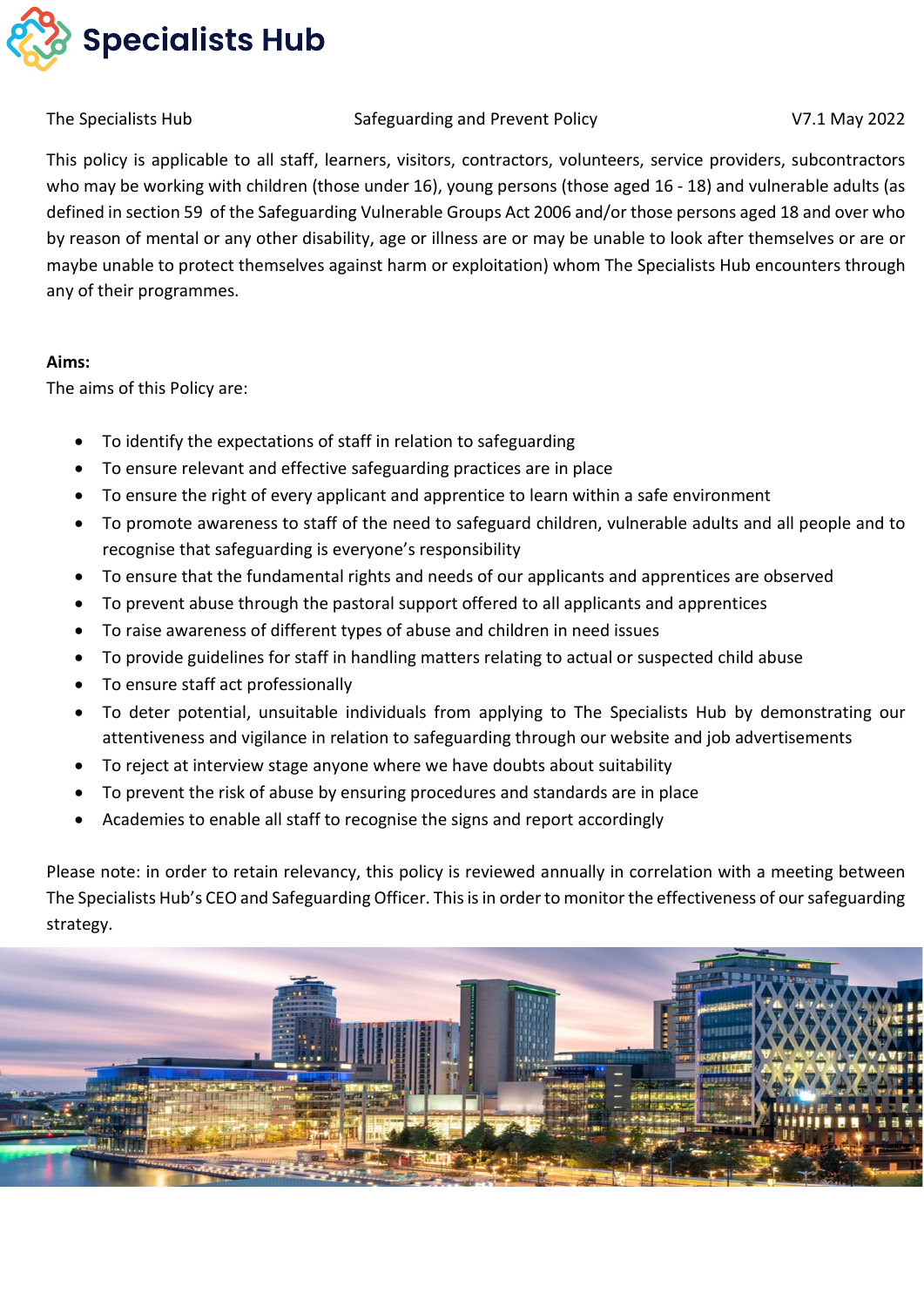This policy is applicable to all staff, learners, visitors, contractors, volunteers, service providers, subcontractors who may be working with children (those under 16), young persons (those aged 16 - 18) and vulnerable adults (as defined in section 59 of the Safeguarding Vulnerable Groups Act 2006 and/or those persons aged 18 and over who by reason of mental or any other disability, age or illness are or may be unable to look after themselves or are or maybe unable to protect themselves against harm or exploitation) whom The Specialists Hub encounters through any of their programmes.

**Aims:**
The aims of this Policy are:

- To identify the expectations of staff in relation to safeguarding
- To ensure relevant and effective safeguarding practices are in place
- To ensure the right of every applicant and apprentice to learn within a safe environment
- To promote awareness to staff of the need to safeguard children, vulnerable adults and all people and to recognise that safeguarding is everyone's responsibility
- To ensure that the fundamental rights and needs of our applicants and apprentices are observed
- To prevent abuse through the pastoral support offered to all applicants and apprentices
- To raise awareness of different types of abuse and children in need issues
- To provide guidelines for staff in handling matters relating to actual or suspected child abuse
- To ensure staff act professionally
- To deter potential, unsuitable individuals from applying to The Specialists Hub by demonstrating our attentiveness and vigilance in relation to safeguarding through our website and job advertisements
- To reject at interview stage anyone where we have doubts about suitability
- To prevent the risk of abuse by ensuring procedures and standards are in place
- Academies to enable all staff to recognise the signs and report accordingly

Please note: in order to retain relevancy, this policy is reviewed annually in correlation with a meeting between The Specialists Hub's CEO and Safeguarding Officer. This is in order to monitor the effectiveness of our safeguarding strategy.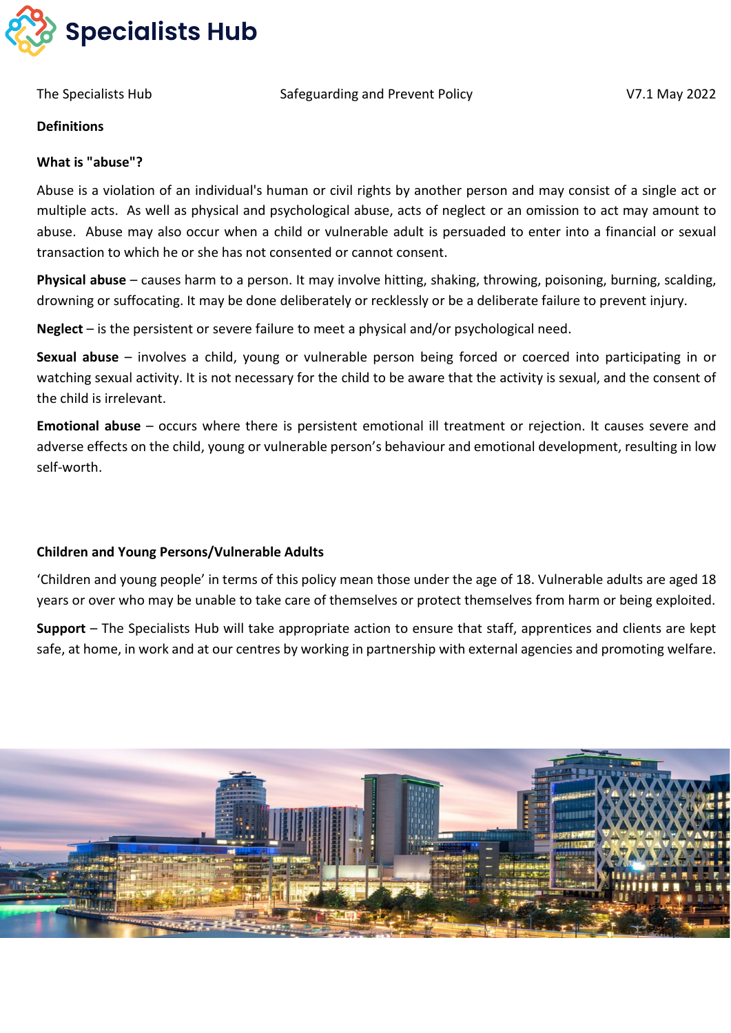## Definitions

### What is "abuse"?

Abuse is a violation of an individual's human or civil rights by another person and may consist of a single act or multiple acts. As well as physical and psychological abuse, acts of neglect or an omission to act may amount to abuse. Abuse may also occur when a child or vulnerable adult is persuaded to enter into a financial or sexual transaction to which he or she has not consented or cannot consent.

**Physical abuse** – causes harm to a person. It may involve hitting, shaking, throwing, poisoning, burning, scalding, drowning or suffocating. It may be done deliberately or recklessly or be a deliberate failure to prevent injury.

**Neglect** – is the persistent or severe failure to meet a physical and/or psychological need.

**Sexual abuse** – involves a child, young or vulnerable person being forced or coerced into participating in or watching sexual activity. It is not necessary for the child to be aware that the activity is sexual, and the consent of the child is irrelevant.

**Emotional abuse** – occurs where there is persistent emotional ill treatment or rejection. It causes severe and adverse effects on the child, young or vulnerable person's behaviour and emotional development, resulting in low self-worth.

### Children and Young Persons/Vulnerable Adults

'Children and young people' in terms of this policy mean those under the age of 18. Vulnerable adults are aged 18 years or over who may be unable to take care of themselves or protect themselves from harm or being exploited.

**Support** – The Specialists Hub will take appropriate action to ensure that staff, apprentices and clients are kept safe, at home, in work and at our centres by working in partnership with external agencies and promoting welfare.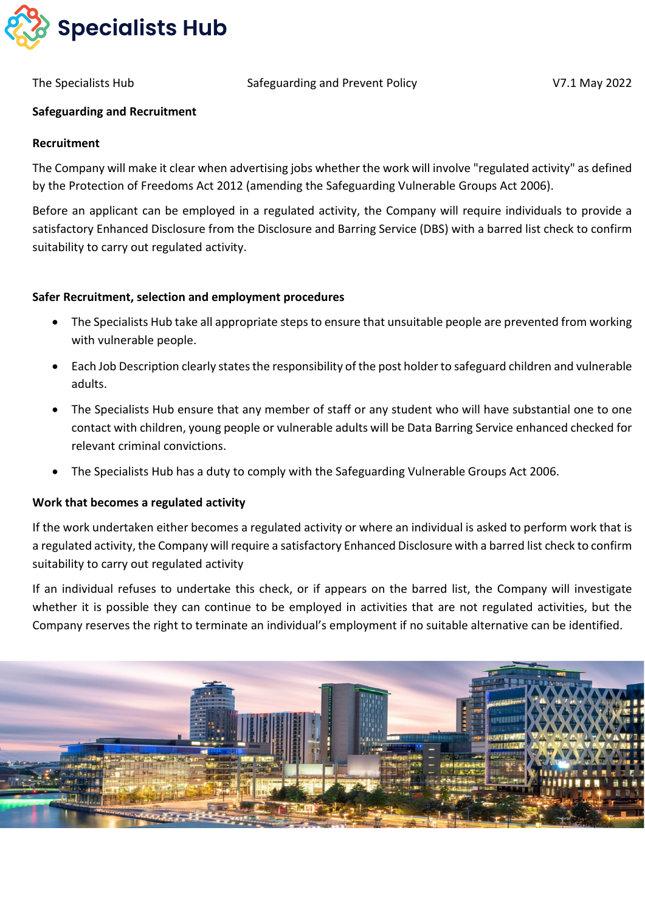## Safeguarding and Recruitment

### Recruitment

The Company will make it clear when advertising jobs whether the work will involve "regulated activity" as defined by the Protection of Freedoms Act 2012 (amending the Safeguarding Vulnerable Groups Act 2006).

Before an applicant can be employed in a regulated activity, the Company will require individuals to provide a satisfactory Enhanced Disclosure from the Disclosure and Barring Service (DBS) with a barred list check to confirm suitability to carry out regulated activity.

### Safer Recruitment, selection and employment procedures

- The Specialists Hub take all appropriate steps to ensure that unsuitable people are prevented from working with vulnerable people.
- Each Job Description clearly states the responsibility of the post holder to safeguard children and vulnerable adults.
- The Specialists Hub ensure that any member of staff or any student who will have substantial one to one contact with children, young people or vulnerable adults will be Data Barring Service enhanced checked for relevant criminal convictions.
- The Specialists Hub has a duty to comply with the Safeguarding Vulnerable Groups Act 2006.

### Work that becomes a regulated activity

If the work undertaken either becomes a regulated activity or where an individual is asked to perform work that is a regulated activity, the Company will require a satisfactory Enhanced Disclosure with a barred list check to confirm suitability to carry out regulated activity

If an individual refuses to undertake this check, or if appears on the barred list, the Company will investigate whether it is possible they can continue to be employed in activities that are not regulated activities, but the Company reserves the right to terminate an individual's employment if no suitable alternative can be identified.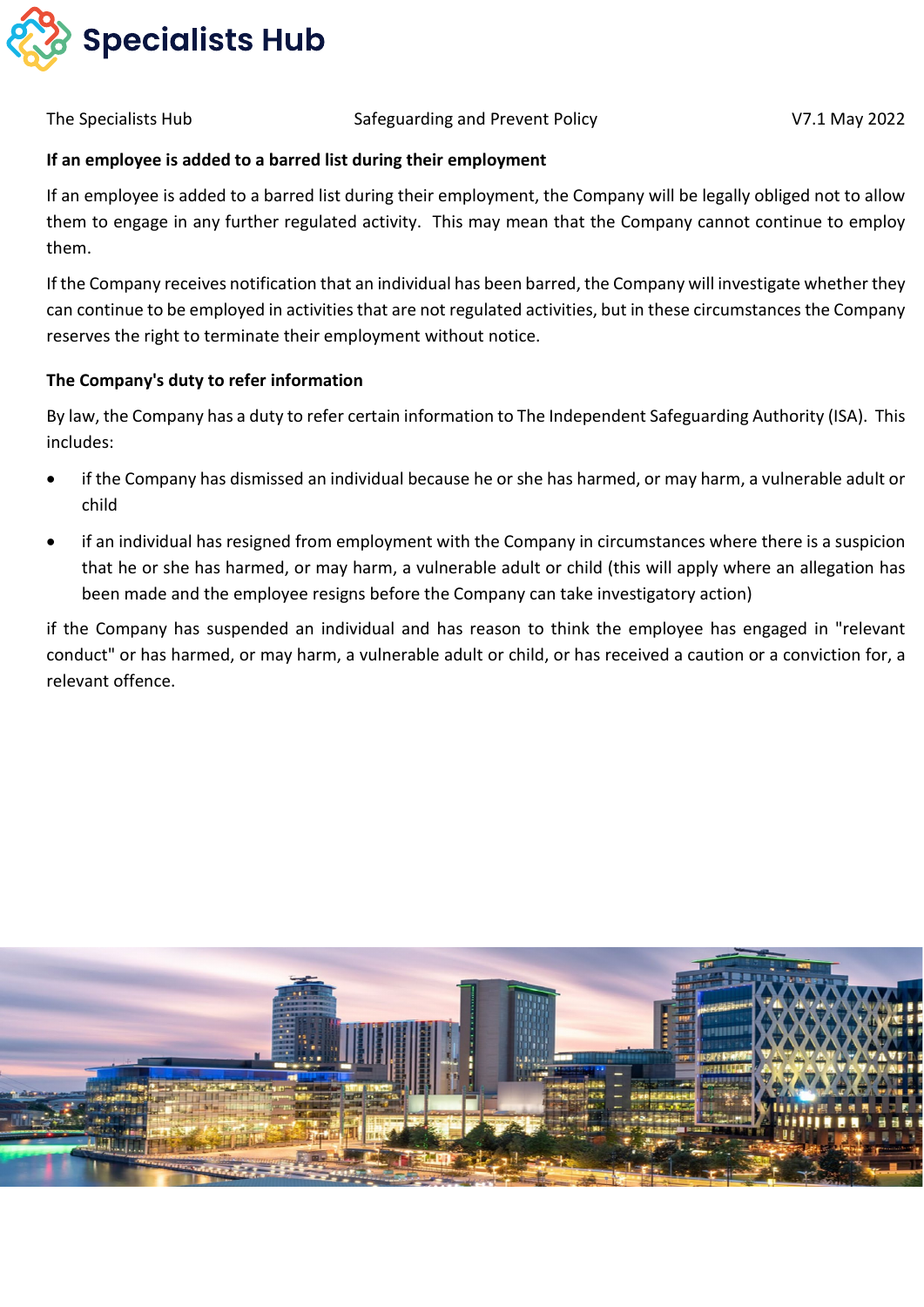**If an employee is added to a barred list during their employment**

If an employee is added to a barred list during their employment, the Company will be legally obliged not to allow them to engage in any further regulated activity. This may mean that the Company cannot continue to employ them.

If the Company receives notification that an individual has been barred, the Company will investigate whether they can continue to be employed in activities that are not regulated activities, but in these circumstances the Company reserves the right to terminate their employment without notice.

**The Company's duty to refer information**

By law, the Company has a duty to refer certain information to The Independent Safeguarding Authority (ISA). This includes:

- if the Company has dismissed an individual because he or she has harmed, or may harm, a vulnerable adult or child
- if an individual has resigned from employment with the Company in circumstances where there is a suspicion that he or she has harmed, or may harm, a vulnerable adult or child (this will apply where an allegation has been made and the employee resigns before the Company can take investigatory action)

if the Company has suspended an individual and has reason to think the employee has engaged in "relevant conduct" or has harmed, or may harm, a vulnerable adult or child, or has received a caution or a conviction for, a relevant offence.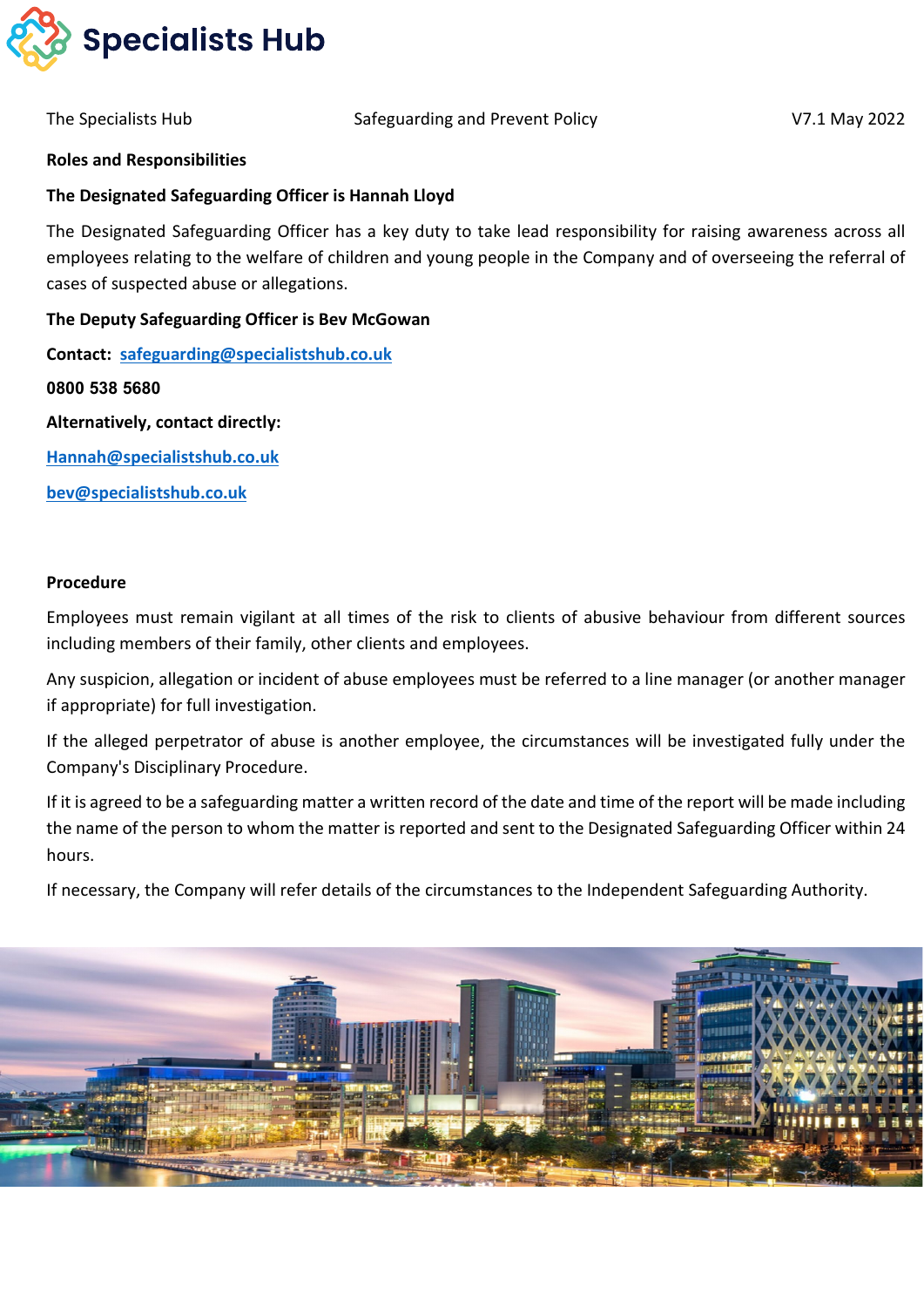**Roles and Responsibilities**

**The Designated Safeguarding Officer is Hannah Lloyd**

The Designated Safeguarding Officer has a key duty to take lead responsibility for raising awareness across all employees relating to the welfare of children and young people in the Company and of overseeing the referral of cases of suspected abuse or allegations.

**The Deputy Safeguarding Officer is Bev McGowan**

**Contact: safeguarding@specialistshub.co.uk**

**0800 538 5680**

**Alternatively, contact directly:**

**Hannah@specialistshub.co.uk**

**bev@specialistshub.co.uk**

**Procedure**

Employees must remain vigilant at all times of the risk to clients of abusive behaviour from different sources including members of their family, other clients and employees.

Any suspicion, allegation or incident of abuse employees must be referred to a line manager (or another manager if appropriate) for full investigation.

If the alleged perpetrator of abuse is another employee, the circumstances will be investigated fully under the Company's Disciplinary Procedure.

If it is agreed to be a safeguarding matter a written record of the date and time of the report will be made including the name of the person to whom the matter is reported and sent to the Designated Safeguarding Officer within 24 hours.

If necessary, the Company will refer details of the circumstances to the Independent Safeguarding Authority.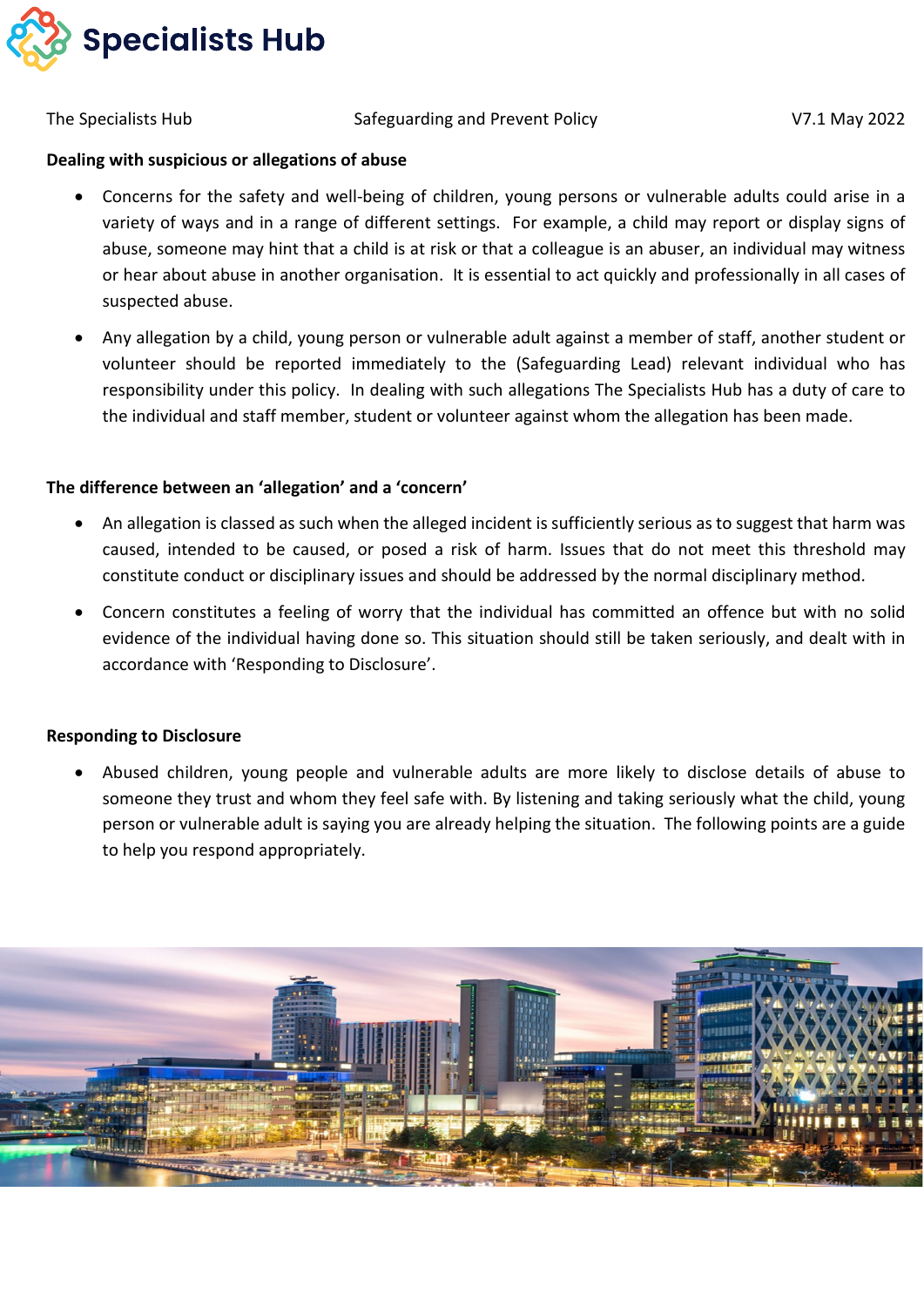**Dealing with suspicious or allegations of abuse**

- Concerns for the safety and well-being of children, young persons or vulnerable adults could arise in a variety of ways and in a range of different settings. For example, a child may report or display signs of abuse, someone may hint that a child is at risk or that a colleague is an abuser, an individual may witness or hear about abuse in another organisation. It is essential to act quickly and professionally in all cases of suspected abuse.
- Any allegation by a child, young person or vulnerable adult against a member of staff, another student or volunteer should be reported immediately to the (Safeguarding Lead) relevant individual who has responsibility under this policy. In dealing with such allegations The Specialists Hub has a duty of care to the individual and staff member, student or volunteer against whom the allegation has been made.

**The difference between an 'allegation' and a 'concern'**

- An allegation is classed as such when the alleged incident is sufficiently serious as to suggest that harm was caused, intended to be caused, or posed a risk of harm. Issues that do not meet this threshold may constitute conduct or disciplinary issues and should be addressed by the normal disciplinary method.
- Concern constitutes a feeling of worry that the individual has committed an offence but with no solid evidence of the individual having done so. This situation should still be taken seriously, and dealt with in accordance with 'Responding to Disclosure'.

**Responding to Disclosure**

- Abused children, young people and vulnerable adults are more likely to disclose details of abuse to someone they trust and whom they feel safe with. By listening and taking seriously what the child, young person or vulnerable adult is saying you are already helping the situation. The following points are a guide to help you respond appropriately.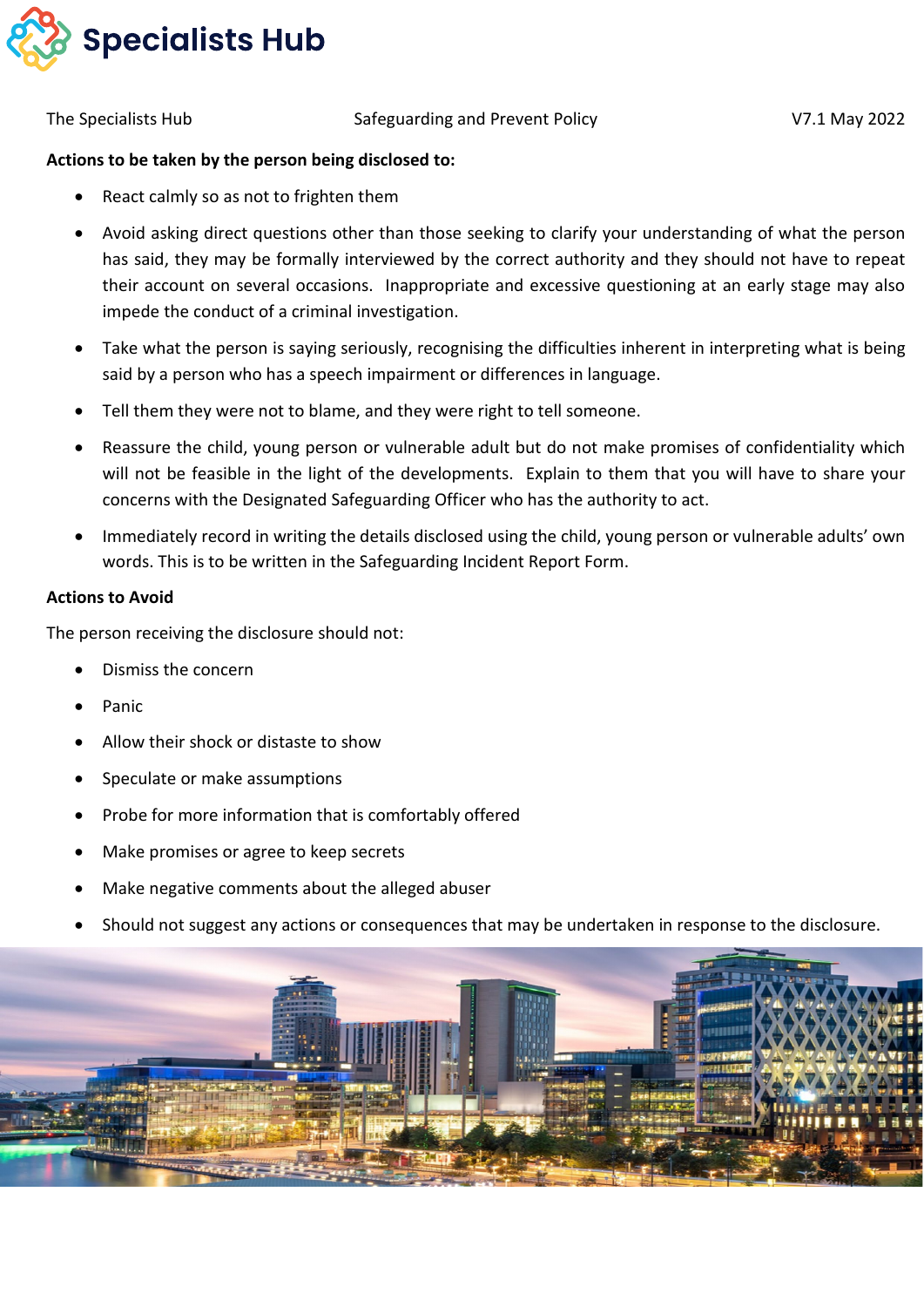**Actions to be taken by the person being disclosed to:**

- React calmly so as not to frighten them
- Avoid asking direct questions other than those seeking to clarify your understanding of what the person has said, they may be formally interviewed by the correct authority and they should not have to repeat their account on several occasions. Inappropriate and excessive questioning at an early stage may also impede the conduct of a criminal investigation.
- Take what the person is saying seriously, recognising the difficulties inherent in interpreting what is being said by a person who has a speech impairment or differences in language.
- Tell them they were not to blame, and they were right to tell someone.
- Reassure the child, young person or vulnerable adult but do not make promises of confidentiality which will not be feasible in the light of the developments. Explain to them that you will have to share your concerns with the Designated Safeguarding Officer who has the authority to act.
- Immediately record in writing the details disclosed using the child, young person or vulnerable adults' own words. This is to be written in the Safeguarding Incident Report Form.

**Actions to Avoid**

The person receiving the disclosure should not:

- Dismiss the concern
- Panic
- Allow their shock or distaste to show
- Speculate or make assumptions
- Probe for more information that is comfortably offered
- Make promises or agree to keep secrets
- Make negative comments about the alleged abuser
- Should not suggest any actions or consequences that may be undertaken in response to the disclosure.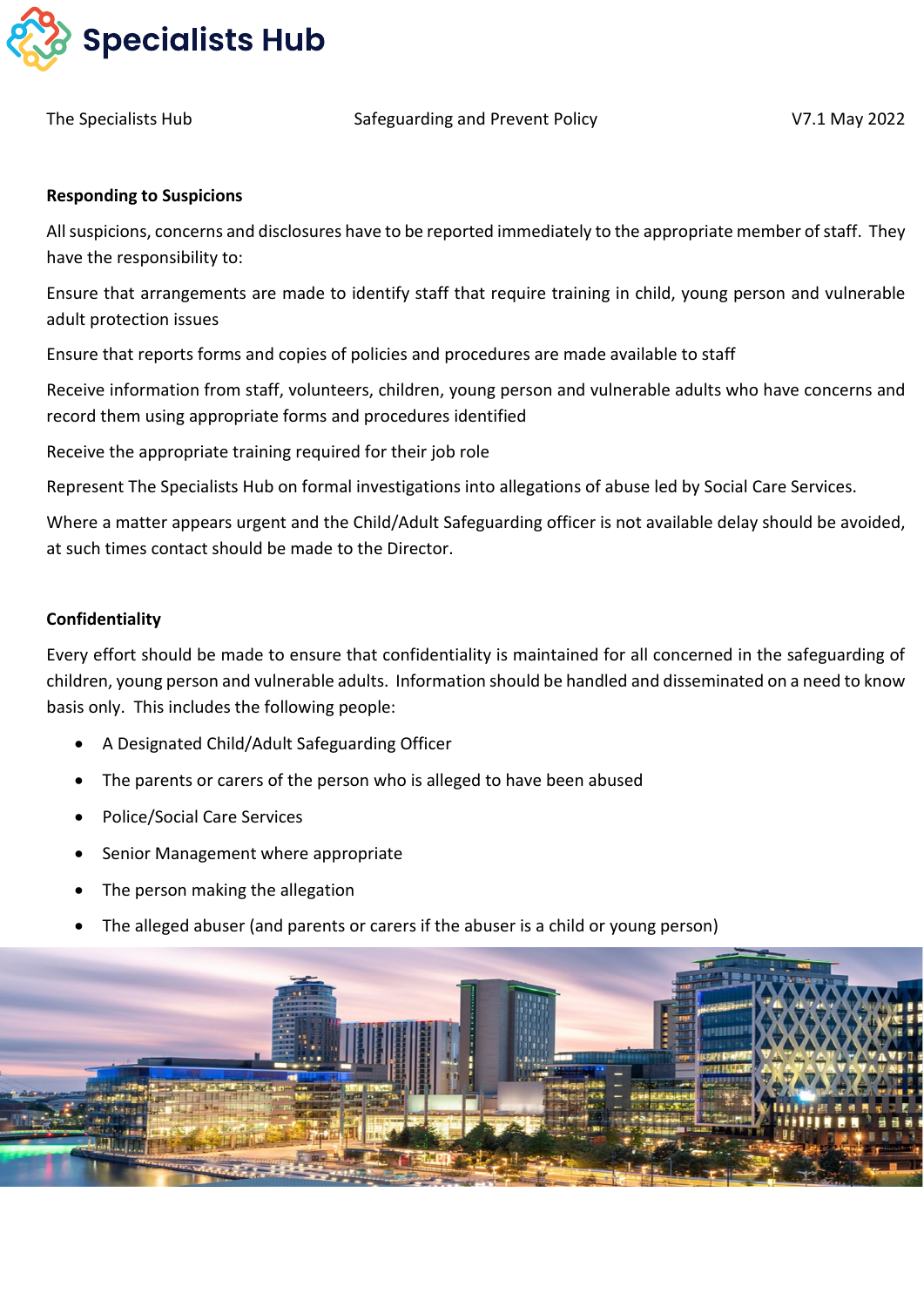**Responding to Suspicions**

All suspicions, concerns and disclosures have to be reported immediately to the appropriate member of staff. They have the responsibility to:

Ensure that arrangements are made to identify staff that require training in child, young person and vulnerable adult protection issues

Ensure that reports forms and copies of policies and procedures are made available to staff

Receive information from staff, volunteers, children, young person and vulnerable adults who have concerns and record them using appropriate forms and procedures identified

Receive the appropriate training required for their job role

Represent The Specialists Hub on formal investigations into allegations of abuse led by Social Care Services.

Where a matter appears urgent and the Child/Adult Safeguarding officer is not available delay should be avoided, at such times contact should be made to the Director.

**Confidentiality**

Every effort should be made to ensure that confidentiality is maintained for all concerned in the safeguarding of children, young person and vulnerable adults. Information should be handled and disseminated on a need to know basis only. This includes the following people:

- A Designated Child/Adult Safeguarding Officer
- The parents or carers of the person who is alleged to have been abused
- Police/Social Care Services
- Senior Management where appropriate
- The person making the allegation
- The alleged abuser (and parents or carers if the abuser is a child or young person)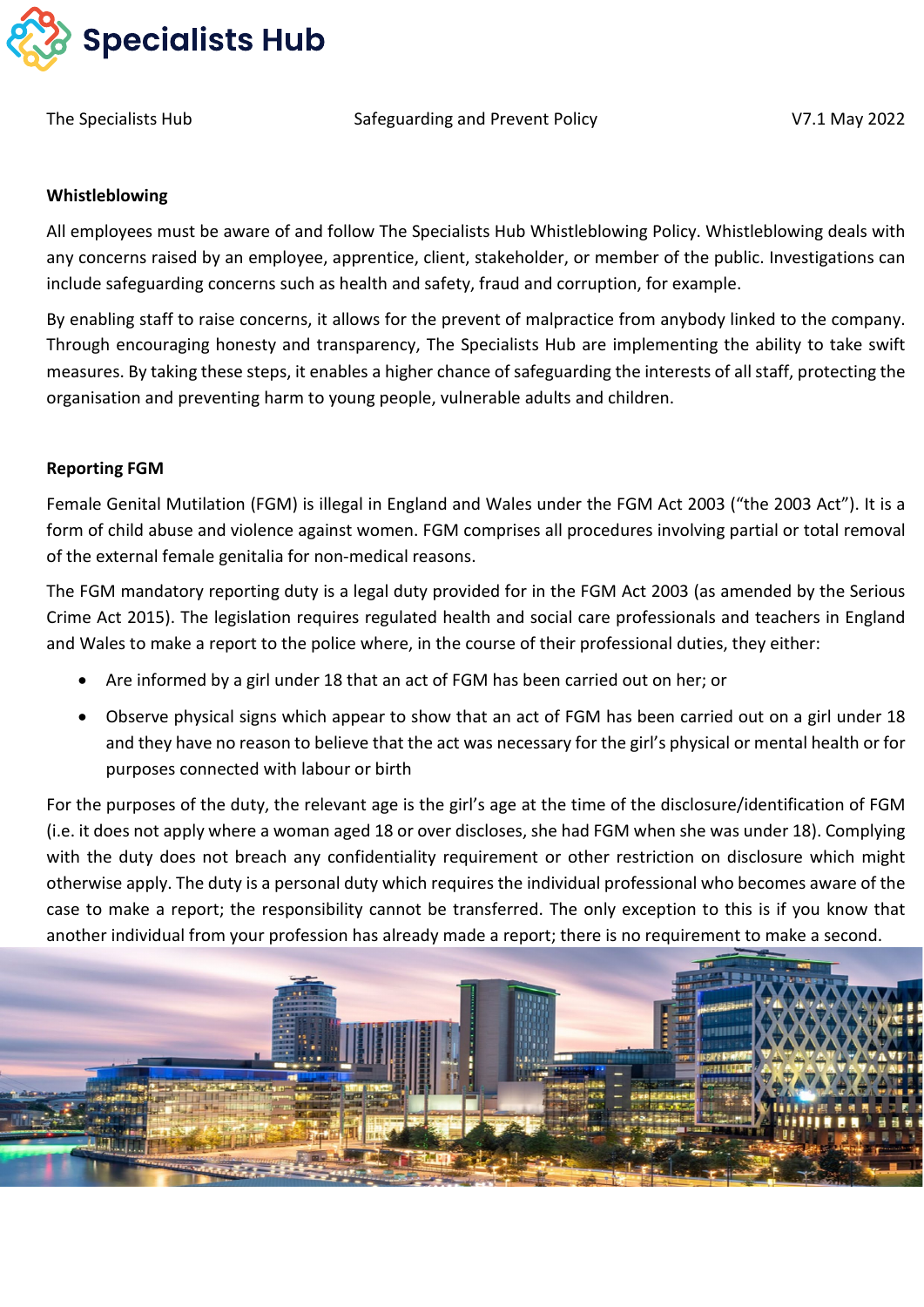## Whistleblowing

All employees must be aware of and follow The Specialists Hub Whistleblowing Policy. Whistleblowing deals with any concerns raised by an employee, apprentice, client, stakeholder, or member of the public. Investigations can include safeguarding concerns such as health and safety, fraud and corruption, for example.

By enabling staff to raise concerns, it allows for the prevent of malpractice from anybody linked to the company. Through encouraging honesty and transparency, The Specialists Hub are implementing the ability to take swift measures. By taking these steps, it enables a higher chance of safeguarding the interests of all staff, protecting the organisation and preventing harm to young people, vulnerable adults and children.

## Reporting FGM

Female Genital Mutilation (FGM) is illegal in England and Wales under the FGM Act 2003 ("the 2003 Act"). It is a form of child abuse and violence against women. FGM comprises all procedures involving partial or total removal of the external female genitalia for non-medical reasons.

The FGM mandatory reporting duty is a legal duty provided for in the FGM Act 2003 (as amended by the Serious Crime Act 2015). The legislation requires regulated health and social care professionals and teachers in England and Wales to make a report to the police where, in the course of their professional duties, they either:

- Are informed by a girl under 18 that an act of FGM has been carried out on her; or
- Observe physical signs which appear to show that an act of FGM has been carried out on a girl under 18 and they have no reason to believe that the act was necessary for the girl's physical or mental health or for purposes connected with labour or birth

For the purposes of the duty, the relevant age is the girl's age at the time of the disclosure/identification of FGM (i.e. it does not apply where a woman aged 18 or over discloses, she had FGM when she was under 18). Complying with the duty does not breach any confidentiality requirement or other restriction on disclosure which might otherwise apply. The duty is a personal duty which requires the individual professional who becomes aware of the case to make a report; the responsibility cannot be transferred. The only exception to this is if you know that another individual from your profession has already made a report; there is no requirement to make a second.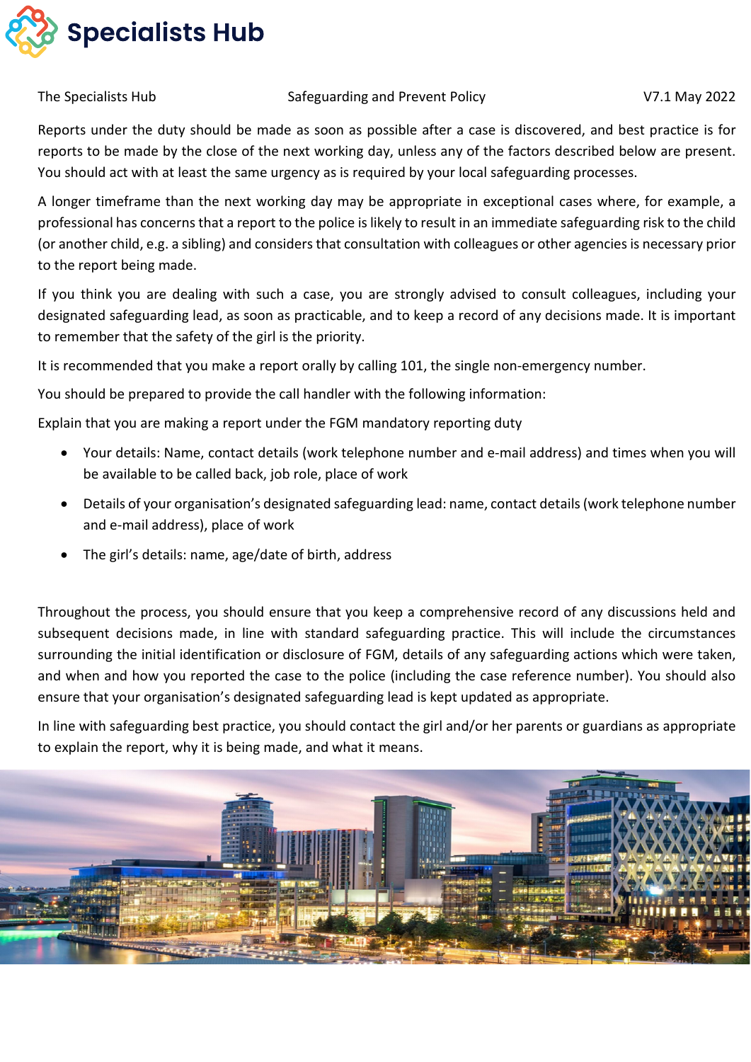Reports under the duty should be made as soon as possible after a case is discovered, and best practice is for reports to be made by the close of the next working day, unless any of the factors described below are present. You should act with at least the same urgency as is required by your local safeguarding processes.

A longer timeframe than the next working day may be appropriate in exceptional cases where, for example, a professional has concerns that a report to the police is likely to result in an immediate safeguarding risk to the child (or another child, e.g. a sibling) and considers that consultation with colleagues or other agencies is necessary prior to the report being made.

If you think you are dealing with such a case, you are strongly advised to consult colleagues, including your designated safeguarding lead, as soon as practicable, and to keep a record of any decisions made. It is important to remember that the safety of the girl is the priority.

It is recommended that you make a report orally by calling 101, the single non-emergency number.

You should be prepared to provide the call handler with the following information:

Explain that you are making a report under the FGM mandatory reporting duty

- Your details: Name, contact details (work telephone number and e-mail address) and times when you will be available to be called back, job role, place of work
- Details of your organisation's designated safeguarding lead: name, contact details (work telephone number and e-mail address), place of work
- The girl's details: name, age/date of birth, address

Throughout the process, you should ensure that you keep a comprehensive record of any discussions held and subsequent decisions made, in line with standard safeguarding practice. This will include the circumstances surrounding the initial identification or disclosure of FGM, details of any safeguarding actions which were taken, and when and how you reported the case to the police (including the case reference number). You should also ensure that your organisation's designated safeguarding lead is kept updated as appropriate.

In line with safeguarding best practice, you should contact the girl and/or her parents or guardians as appropriate to explain the report, why it is being made, and what it means.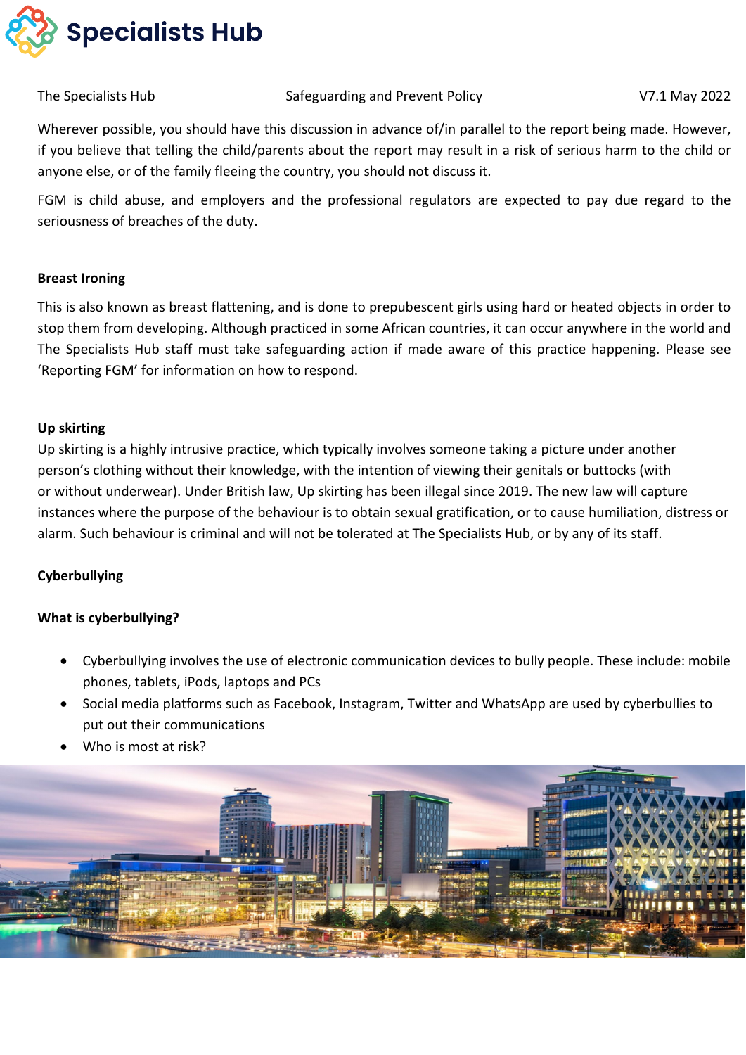Wherever possible, you should have this discussion in advance of/in parallel to the report being made. However, if you believe that telling the child/parents about the report may result in a risk of serious harm to the child or anyone else, or of the family fleeing the country, you should not discuss it.

FGM is child abuse, and employers and the professional regulators are expected to pay due regard to the seriousness of breaches of the duty.

**Breast Ironing**

This is also known as breast flattening, and is done to prepubescent girls using hard or heated objects in order to stop them from developing. Although practiced in some African countries, it can occur anywhere in the world and The Specialists Hub staff must take safeguarding action if made aware of this practice happening. Please see 'Reporting FGM' for information on how to respond.

**Up skirting**

Up skirting is a highly intrusive practice, which typically involves someone taking a picture under another person's clothing without their knowledge, with the intention of viewing their genitals or buttocks (with or without underwear). Under British law, Up skirting has been illegal since 2019. The new law will capture instances where the purpose of the behaviour is to obtain sexual gratification, or to cause humiliation, distress or alarm. Such behaviour is criminal and will not be tolerated at The Specialists Hub, or by any of its staff.

**Cyberbullying**

**What is cyberbullying?**

- Cyberbullying involves the use of electronic communication devices to bully people. These include: mobile phones, tablets, iPods, laptops and PCs
- Social media platforms such as Facebook, Instagram, Twitter and WhatsApp are used by cyberbullies to put out their communications
- Who is most at risk?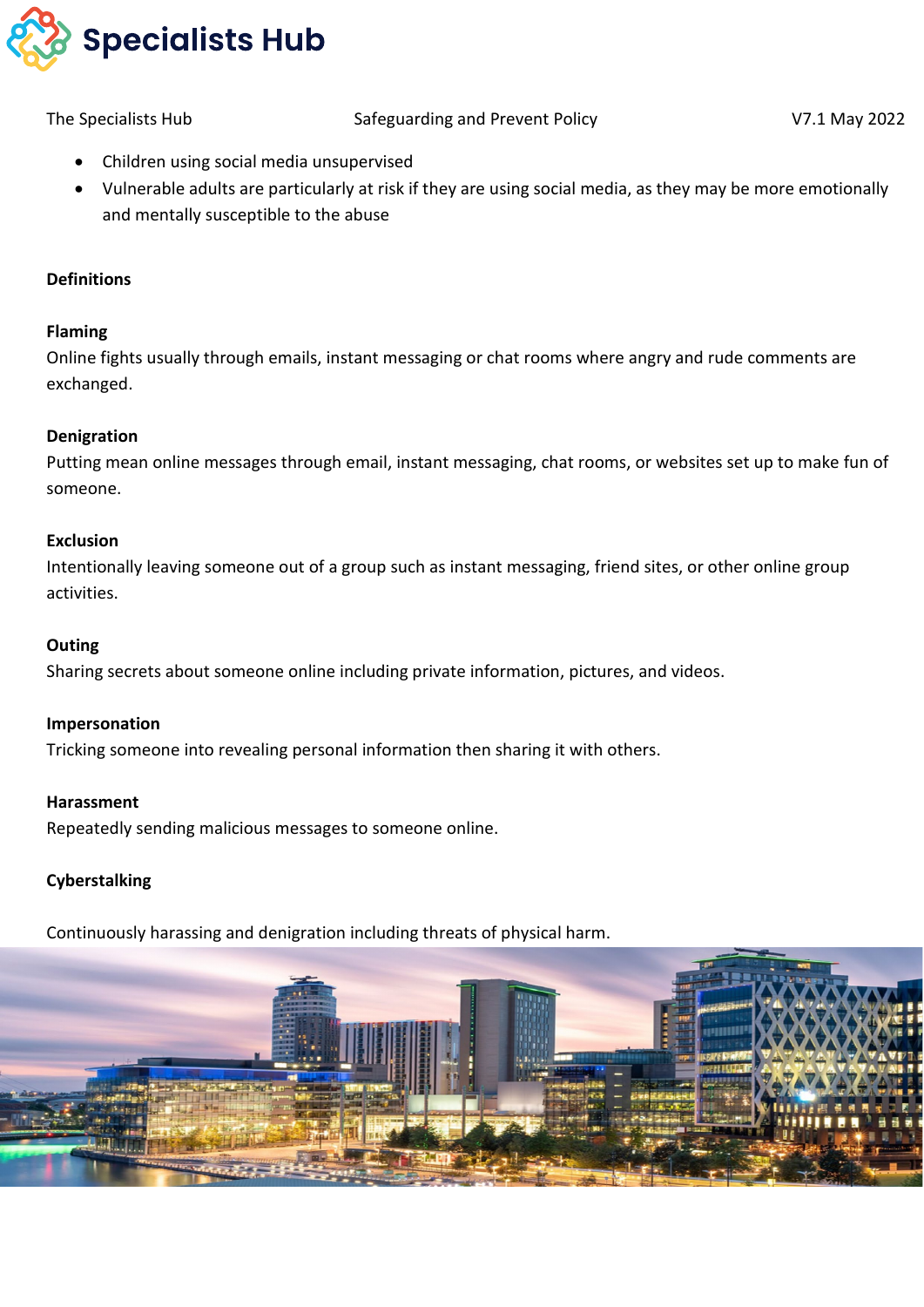- Children using social media unsupervised
- Vulnerable adults are particularly at risk if they are using social media, as they may be more emotionally and mentally susceptible to the abuse

**Definitions**

**Flaming**
Online fights usually through emails, instant messaging or chat rooms where angry and rude comments are exchanged.

**Denigration**
Putting mean online messages through email, instant messaging, chat rooms, or websites set up to make fun of someone.

**Exclusion**
Intentionally leaving someone out of a group such as instant messaging, friend sites, or other online group activities.

**Outing**
Sharing secrets about someone online including private information, pictures, and videos.

**Impersonation**
Tricking someone into revealing personal information then sharing it with others.

**Harassment**
Repeatedly sending malicious messages to someone online.

**Cyberstalking**

Continuously harassing and denigration including threats of physical harm.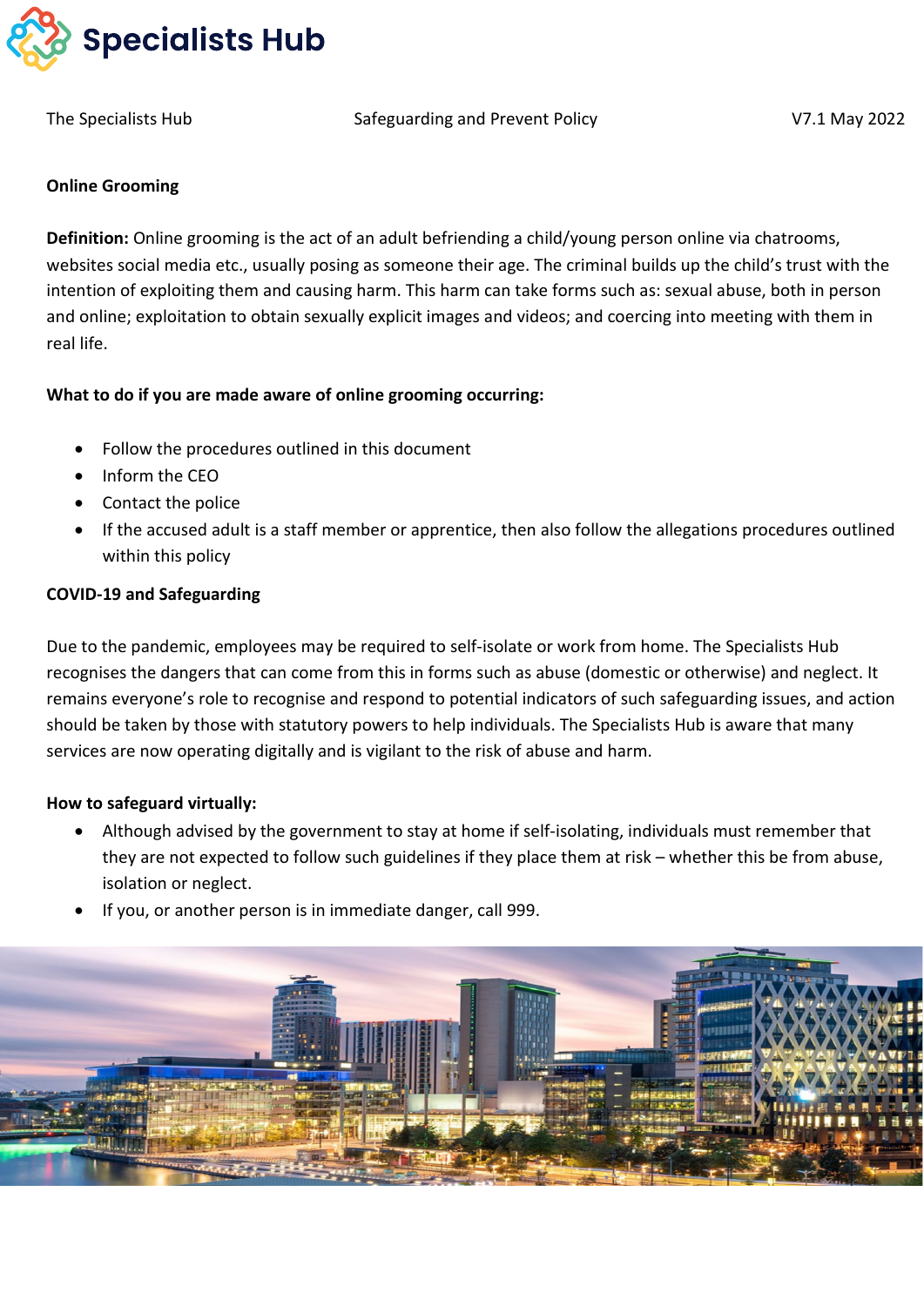**Online Grooming**

**Definition:** Online grooming is the act of an adult befriending a child/young person online via chatrooms, websites social media etc., usually posing as someone their age. The criminal builds up the child's trust with the intention of exploiting them and causing harm. This harm can take forms such as: sexual abuse, both in person and online; exploitation to obtain sexually explicit images and videos; and coercing into meeting with them in real life.

**What to do if you are made aware of online grooming occurring:**

- Follow the procedures outlined in this document
- Inform the CEO
- Contact the police
- If the accused adult is a staff member or apprentice, then also follow the allegations procedures outlined within this policy

**COVID-19 and Safeguarding**

Due to the pandemic, employees may be required to self-isolate or work from home. The Specialists Hub recognises the dangers that can come from this in forms such as abuse (domestic or otherwise) and neglect. It remains everyone's role to recognise and respond to potential indicators of such safeguarding issues, and action should be taken by those with statutory powers to help individuals. The Specialists Hub is aware that many services are now operating digitally and is vigilant to the risk of abuse and harm.

**How to safeguard virtually:**

- Although advised by the government to stay at home if self-isolating, individuals must remember that they are not expected to follow such guidelines if they place them at risk – whether this be from abuse, isolation or neglect.
- If you, or another person is in immediate danger, call 999.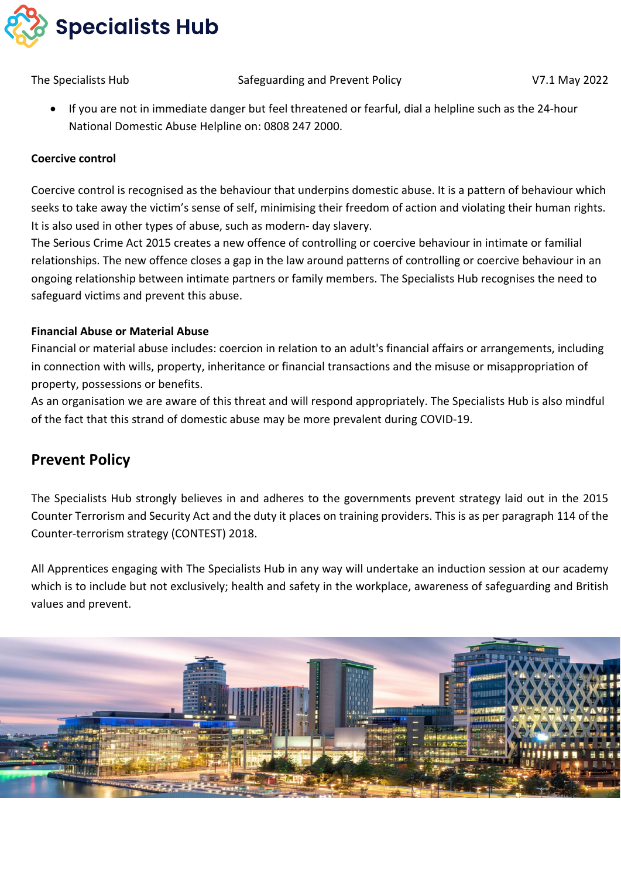- If you are not in immediate danger but feel threatened or fearful, dial a helpline such as the 24-hour National Domestic Abuse Helpline on: 0808 247 2000.

**Coercive control**

Coercive control is recognised as the behaviour that underpins domestic abuse. It is a pattern of behaviour which seeks to take away the victim's sense of self, minimising their freedom of action and violating their human rights. It is also used in other types of abuse, such as modern- day slavery.
The Serious Crime Act 2015 creates a new offence of controlling or coercive behaviour in intimate or familial relationships. The new offence closes a gap in the law around patterns of controlling or coercive behaviour in an ongoing relationship between intimate partners or family members. The Specialists Hub recognises the need to safeguard victims and prevent this abuse.

**Financial Abuse or Material Abuse**

Financial or material abuse includes: coercion in relation to an adult's financial affairs or arrangements, including in connection with wills, property, inheritance or financial transactions and the misuse or misappropriation of property, possessions or benefits.
As an organisation we are aware of this threat and will respond appropriately. The Specialists Hub is also mindful of the fact that this strand of domestic abuse may be more prevalent during COVID-19.

## Prevent Policy

The Specialists Hub strongly believes in and adheres to the governments prevent strategy laid out in the 2015 Counter Terrorism and Security Act and the duty it places on training providers. This is as per paragraph 114 of the Counter-terrorism strategy (CONTEST) 2018.

All Apprentices engaging with The Specialists Hub in any way will undertake an induction session at our academy which is to include but not exclusively; health and safety in the workplace, awareness of safeguarding and British values and prevent.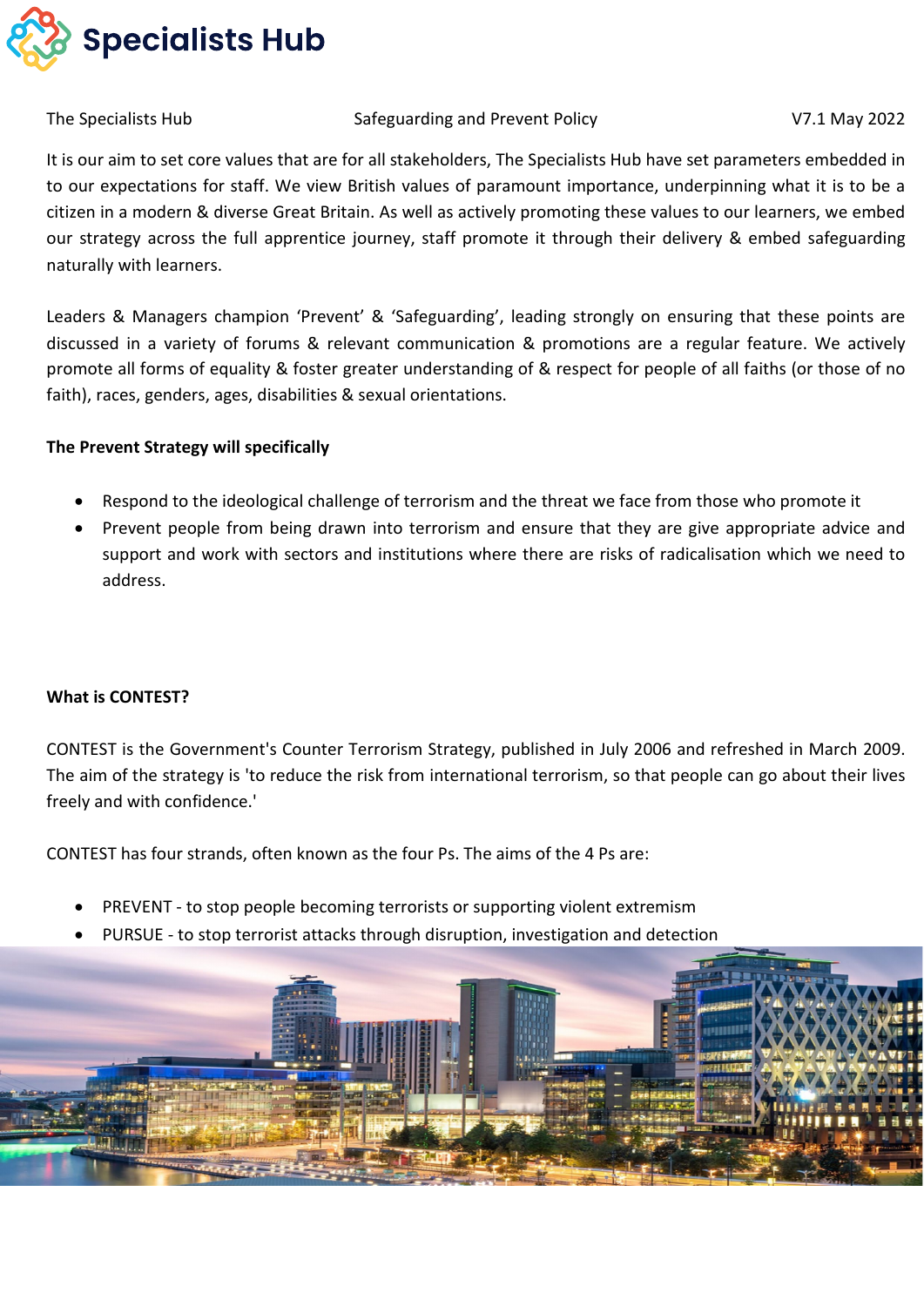It is our aim to set core values that are for all stakeholders, The Specialists Hub have set parameters embedded in to our expectations for staff. We view British values of paramount importance, underpinning what it is to be a citizen in a modern & diverse Great Britain. As well as actively promoting these values to our learners, we embed our strategy across the full apprentice journey, staff promote it through their delivery & embed safeguarding naturally with learners.

Leaders & Managers champion 'Prevent' & 'Safeguarding', leading strongly on ensuring that these points are discussed in a variety of forums & relevant communication & promotions are a regular feature. We actively promote all forms of equality & foster greater understanding of & respect for people of all faiths (or those of no faith), races, genders, ages, disabilities & sexual orientations.

**The Prevent Strategy will specifically**

- Respond to the ideological challenge of terrorism and the threat we face from those who promote it
- Prevent people from being drawn into terrorism and ensure that they are give appropriate advice and support and work with sectors and institutions where there are risks of radicalisation which we need to address.

**What is CONTEST?**

CONTEST is the Government's Counter Terrorism Strategy, published in July 2006 and refreshed in March 2009. The aim of the strategy is 'to reduce the risk from international terrorism, so that people can go about their lives freely and with confidence.'

CONTEST has four strands, often known as the four Ps. The aims of the 4 Ps are:

- PREVENT - to stop people becoming terrorists or supporting violent extremism
- PURSUE - to stop terrorist attacks through disruption, investigation and detection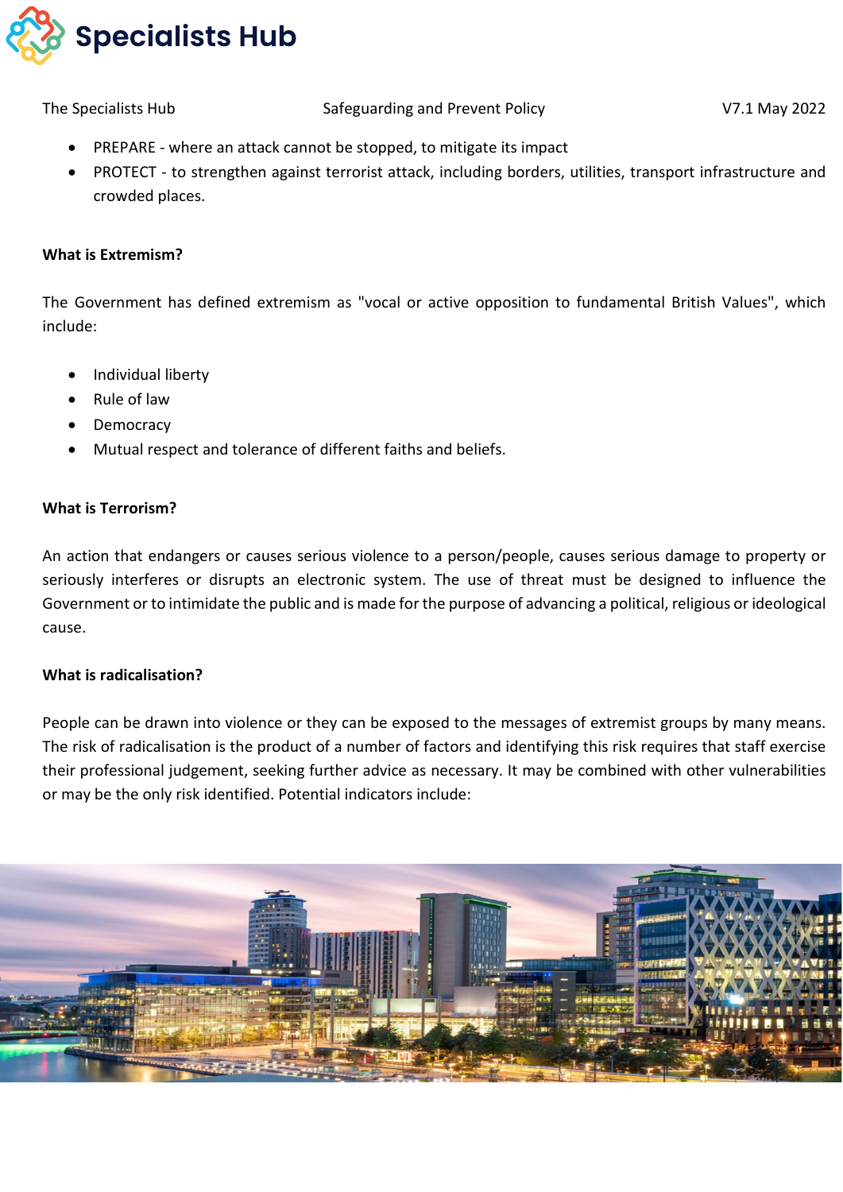- PREPARE - where an attack cannot be stopped, to mitigate its impact
- PROTECT - to strengthen against terrorist attack, including borders, utilities, transport infrastructure and crowded places.

**What is Extremism?**

The Government has defined extremism as "vocal or active opposition to fundamental British Values", which include:

- Individual liberty
- Rule of law
- Democracy
- Mutual respect and tolerance of different faiths and beliefs.

**What is Terrorism?**

An action that endangers or causes serious violence to a person/people, causes serious damage to property or seriously interferes or disrupts an electronic system. The use of threat must be designed to influence the Government or to intimidate the public and is made for the purpose of advancing a political, religious or ideological cause.

**What is radicalisation?**

People can be drawn into violence or they can be exposed to the messages of extremist groups by many means. The risk of radicalisation is the product of a number of factors and identifying this risk requires that staff exercise their professional judgement, seeking further advice as necessary. It may be combined with other vulnerabilities or may be the only risk identified. Potential indicators include: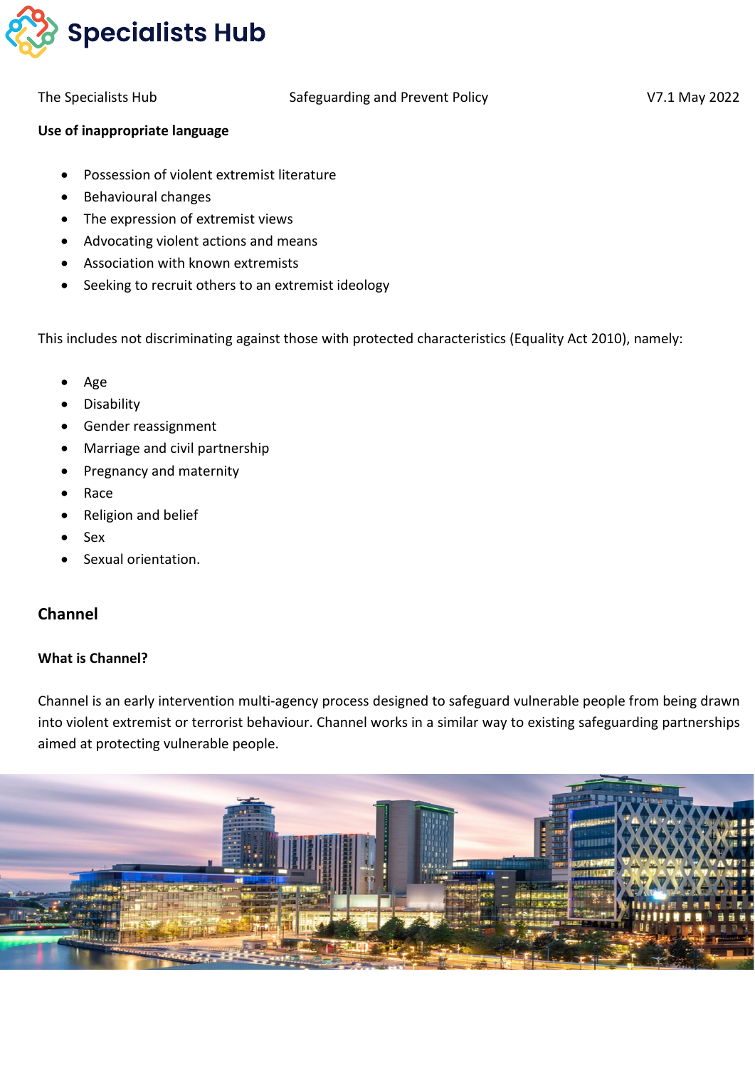**Use of inappropriate language**

- Possession of violent extremist literature
- Behavioural changes
- The expression of extremist views
- Advocating violent actions and means
- Association with known extremists
- Seeking to recruit others to an extremist ideology

This includes not discriminating against those with protected characteristics (Equality Act 2010), namely:

- Age
- Disability
- Gender reassignment
- Marriage and civil partnership
- Pregnancy and maternity
- Race
- Religion and belief
- Sex
- Sexual orientation.

## Channel

**What is Channel?**

Channel is an early intervention multi-agency process designed to safeguard vulnerable people from being drawn into violent extremist or terrorist behaviour. Channel works in a similar way to existing safeguarding partnerships aimed at protecting vulnerable people.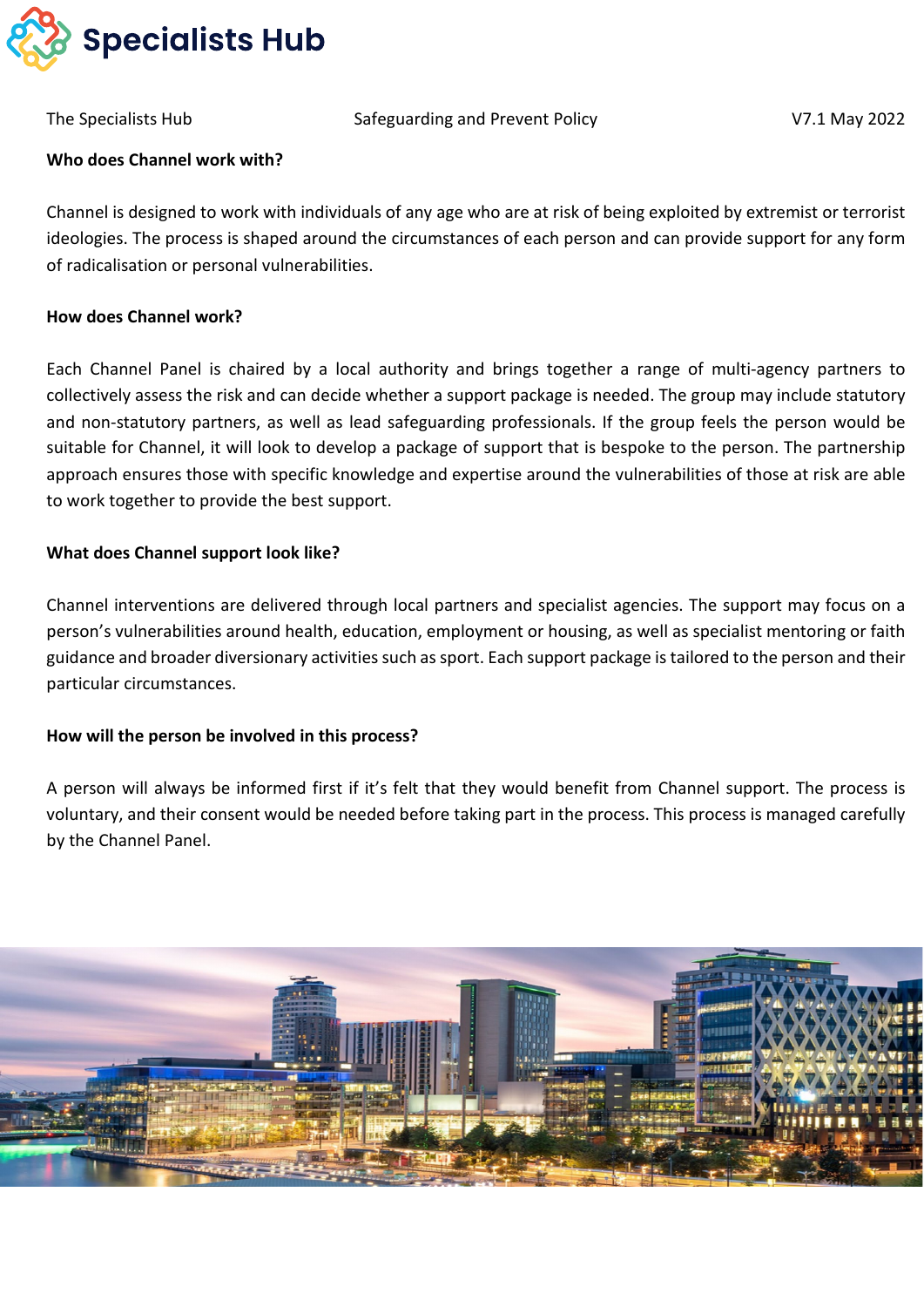**Who does Channel work with?**

Channel is designed to work with individuals of any age who are at risk of being exploited by extremist or terrorist ideologies. The process is shaped around the circumstances of each person and can provide support for any form of radicalisation or personal vulnerabilities.

**How does Channel work?**

Each Channel Panel is chaired by a local authority and brings together a range of multi-agency partners to collectively assess the risk and can decide whether a support package is needed. The group may include statutory and non-statutory partners, as well as lead safeguarding professionals. If the group feels the person would be suitable for Channel, it will look to develop a package of support that is bespoke to the person. The partnership approach ensures those with specific knowledge and expertise around the vulnerabilities of those at risk are able to work together to provide the best support.

**What does Channel support look like?**

Channel interventions are delivered through local partners and specialist agencies. The support may focus on a person's vulnerabilities around health, education, employment or housing, as well as specialist mentoring or faith guidance and broader diversionary activities such as sport. Each support package is tailored to the person and their particular circumstances.

**How will the person be involved in this process?**

A person will always be informed first if it's felt that they would benefit from Channel support. The process is voluntary, and their consent would be needed before taking part in the process. This process is managed carefully by the Channel Panel.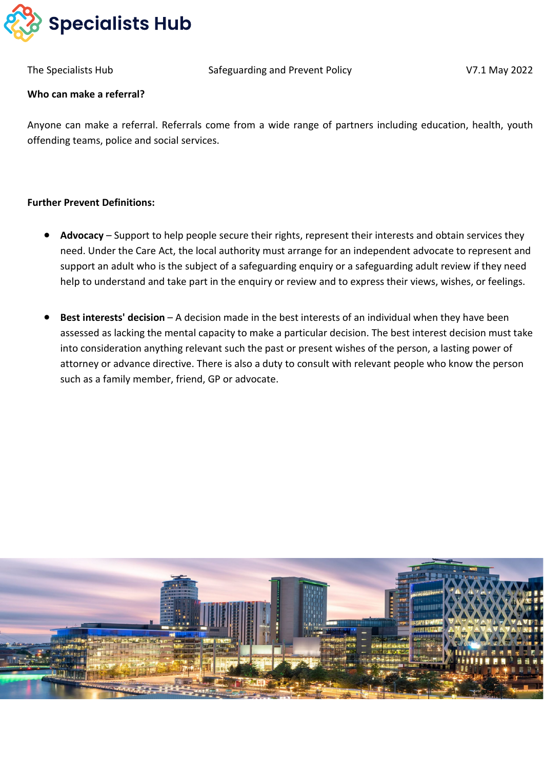**Who can make a referral?**

Anyone can make a referral. Referrals come from a wide range of partners including education, health, youth offending teams, police and social services.

**Further Prevent Definitions:**

- **Advocacy** – Support to help people secure their rights, represent their interests and obtain services they need. Under the Care Act, the local authority must arrange for an independent advocate to represent and support an adult who is the subject of a safeguarding enquiry or a safeguarding adult review if they need help to understand and take part in the enquiry or review and to express their views, wishes, or feelings.

- **Best interests' decision** – A decision made in the best interests of an individual when they have been assessed as lacking the mental capacity to make a particular decision. The best interest decision must take into consideration anything relevant such the past or present wishes of the person, a lasting power of attorney or advance directive. There is also a duty to consult with relevant people who know the person such as a family member, friend, GP or advocate.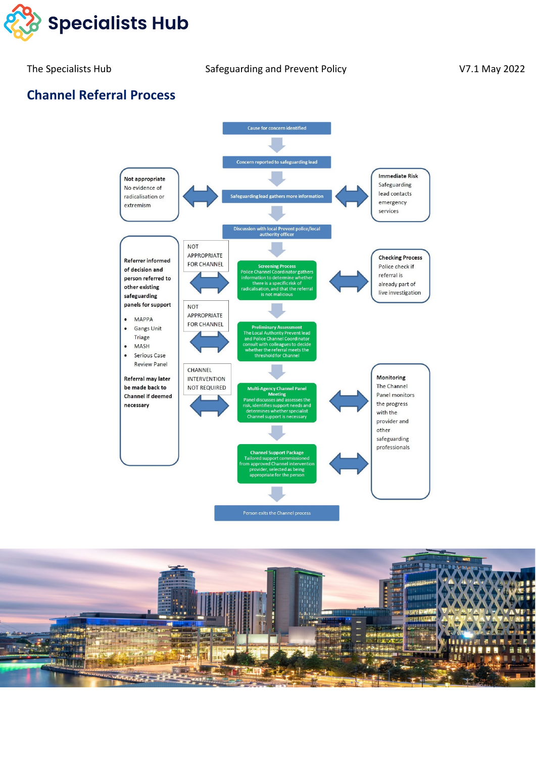## Channel Referral Process

Cause for concern identified

Concern reported to safeguarding lead

Safeguarding lead gathers more information

**Not appropriate**
No evidence of radicalisation or extremism

**Immediate Risk**
Safeguarding lead contacts emergency services

Discussion with local Prevent police/local authority officer

**Screening Process**
Police Channel Coordinator gathers information to determine whether there is a specific risk of radicalisation, and that the referral is not malicious

NOT APPROPRIATE FOR CHANNEL

**Checking Process**
Police check if referral is already part of live investigation

**Preliminary Assessment**
The Local Authority Prevent lead and Police Channel Coordinator consult with colleagues to decide whether the referral meets the threshold for Channel

NOT APPROPRIATE FOR CHANNEL

**Multi-Agency Channel Panel Meeting**
Panel discusses and assesses the risk, identifies support needs and determines whether specialist Channel support is necessary

CHANNEL INTERVENTION NOT REQUIRED

**Referrer informed of decision and person referred to other existing safeguarding panels for support**

- MAPPA
- Gangs Unit Triage
- MASH
- Serious Case Review Panel

**Referral may later be made back to Channel if deemed necessary**

**Channel Support Package**
Tailored support commissioned from approved Channel intervention provider, selected as being appropriate for the person

**Monitoring**
The Channel Panel monitors the progress with the provider and other safeguarding professionals

Person exits the Channel process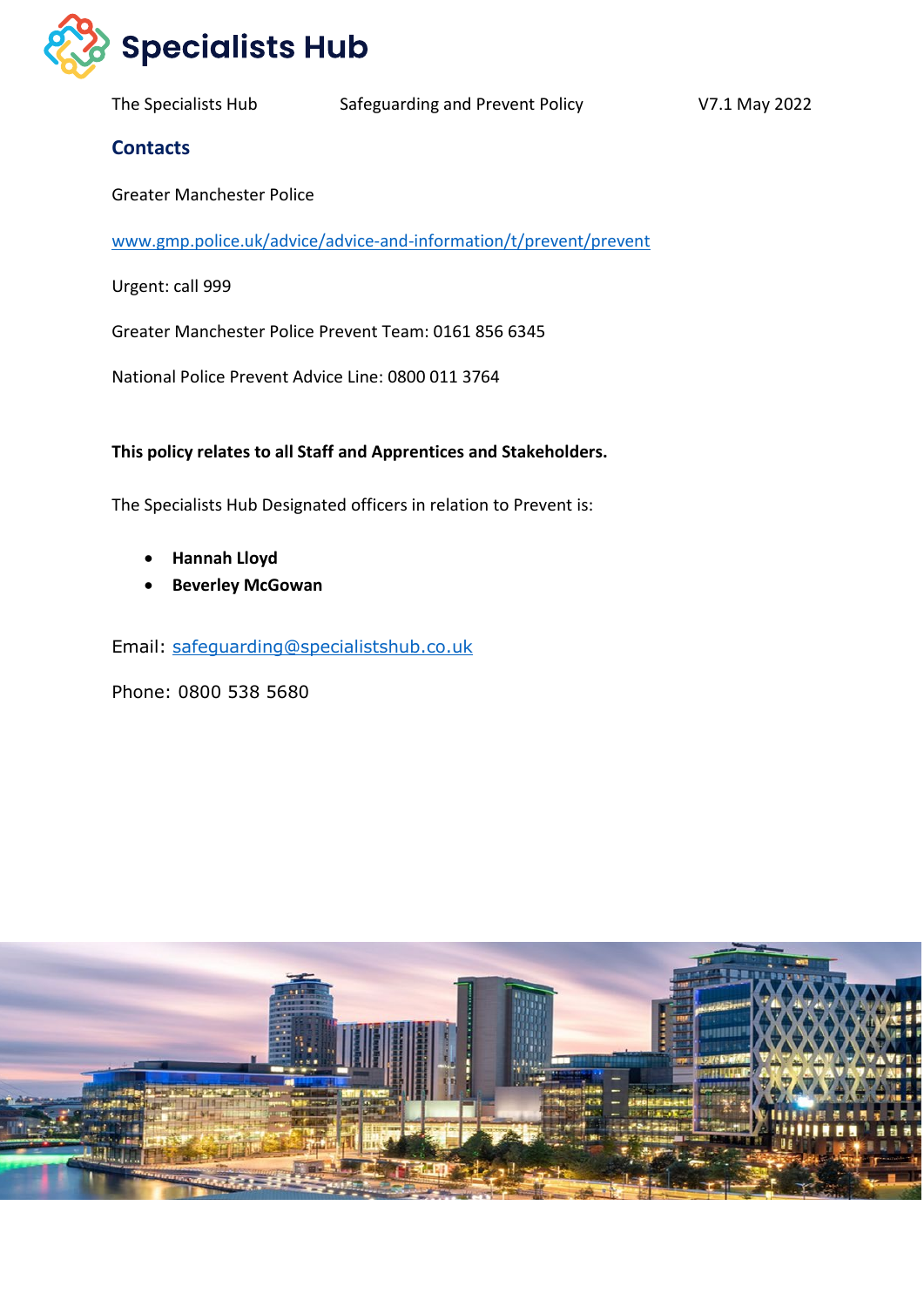## Contacts

Greater Manchester Police

[www.gmp.police.uk/advice/advice-and-information/t/prevent/prevent](http://www.gmp.police.uk/advice/advice-and-information/t/prevent/prevent)

Urgent: call 999

Greater Manchester Police Prevent Team: 0161 856 6345

National Police Prevent Advice Line: 0800 011 3764

**This policy relates to all Staff and Apprentices and Stakeholders.**

The Specialists Hub Designated officers in relation to Prevent is:

- **Hannah Lloyd**
- **Beverley McGowan**

Email: [safeguarding@specialistshub.co.uk](mailto:safeguarding@specialistshub.co.uk)

Phone: 0800 538 5680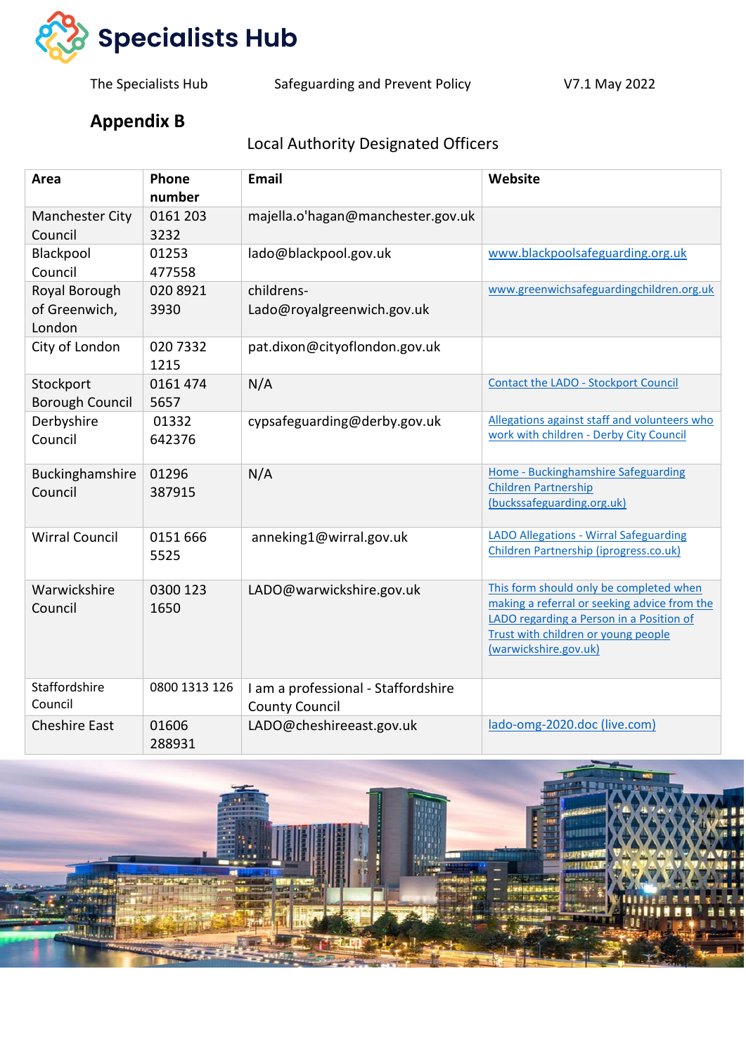## Appendix B

Local Authority Designated Officers

| Area | Phone number | Email | Website |
|---|---|---|---|
| Manchester City Council | 0161 203 3232 | majella.o'hagan@manchester.gov.uk | |
| Blackpool Council | 01253 477558 | lado@blackpool.gov.uk | www.blackpoolsafeguarding.org.uk |
| Royal Borough of Greenwich, London | 020 8921 3930 | childrens-Lado@royalgreenwich.gov.uk | www.greenwichsafeguardingchildren.org.uk |
| City of London | 020 7332 1215 | pat.dixon@cityoflondon.gov.uk | |
| Stockport Borough Council | 0161 474 5657 | N/A | Contact the LADO - Stockport Council |
| Derbyshire Council | 01332 642376 | cypsafeguarding@derby.gov.uk | Allegations against staff and volunteers who work with children - Derby City Council |
| Buckinghamshire Council | 01296 387915 | N/A | Home - Buckinghamshire Safeguarding Children Partnership (buckssafeguarding.org.uk) |
| Wirral Council | 0151 666 5525 | anneking1@wirral.gov.uk | LADO Allegations - Wirral Safeguarding Children Partnership (iprogress.co.uk) |
| Warwickshire Council | 0300 123 1650 | LADO@warwickshire.gov.uk | This form should only be completed when making a referral or seeking advice from the LADO regarding a Person in a Position of Trust with children or young people (warwickshire.gov.uk) |
| Staffordshire Council | 0800 1313 126 | I am a professional - Staffordshire County Council | |
| Cheshire East | 01606 288931 | LADO@cheshireeast.gov.uk | lado-omg-2020.doc (live.com) |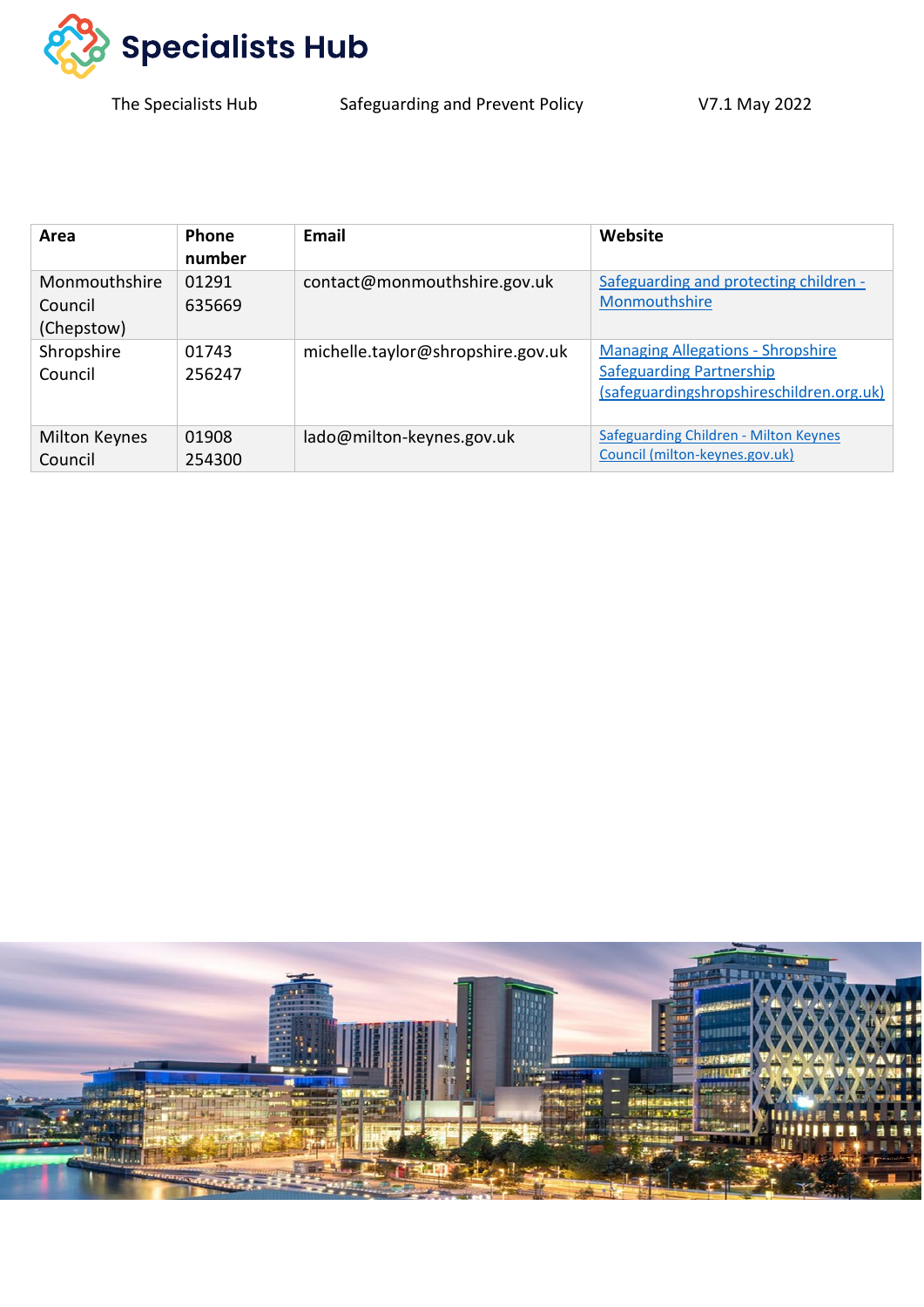| Area | Phone number | Email | Website |
|---|---|---|---|
| Monmouthshire Council (Chepstow) | 01291 635669 | contact@monmouthshire.gov.uk | Safeguarding and protecting children - Monmouthshire |
| Shropshire Council | 01743 256247 | michelle.taylor@shropshire.gov.uk | Managing Allegations - Shropshire Safeguarding Partnership (safeguardingshropshireschildren.org.uk) |
| Milton Keynes Council | 01908 254300 | lado@milton-keynes.gov.uk | Safeguarding Children - Milton Keynes Council (milton-keynes.gov.uk) |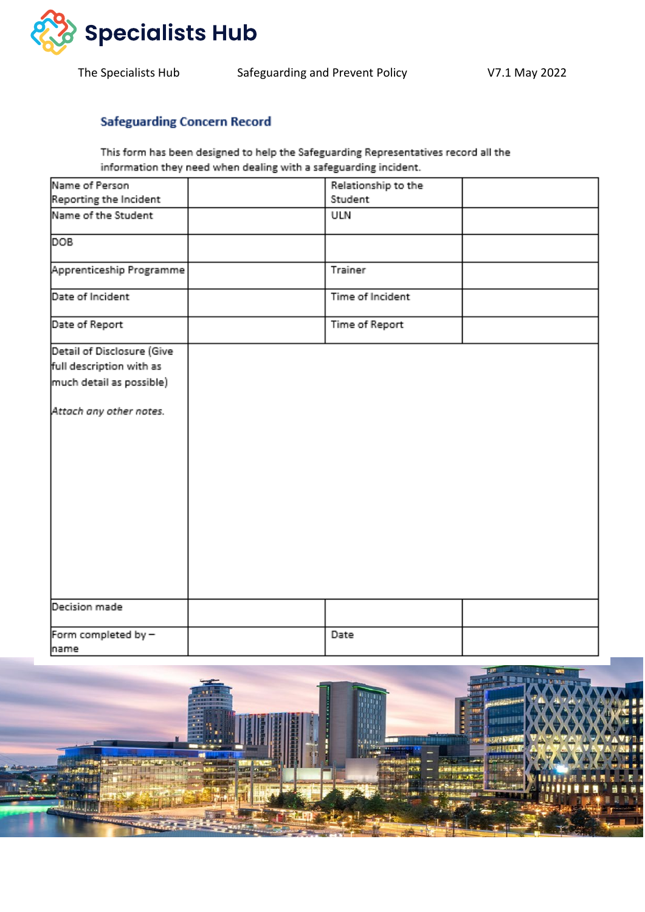## Safeguarding Concern Record

This form has been designed to help the Safeguarding Representatives record all the information they need when dealing with a safeguarding incident.

| Name of Person Reporting the Incident | | Relationship to the Student | |
|---|---|---|---|
| Name of the Student | | ULN | |
| DOB | | | |
| Apprenticeship Programme | | Trainer | |
| Date of Incident | | Time of Incident | |
| Date of Report | | Time of Report | |
| Detail of Disclosure (Give full description with as much detail as possible)<br><br>*Attach any other notes.* | | | |
| Decision made | | | |
| Form completed by – name | | Date | |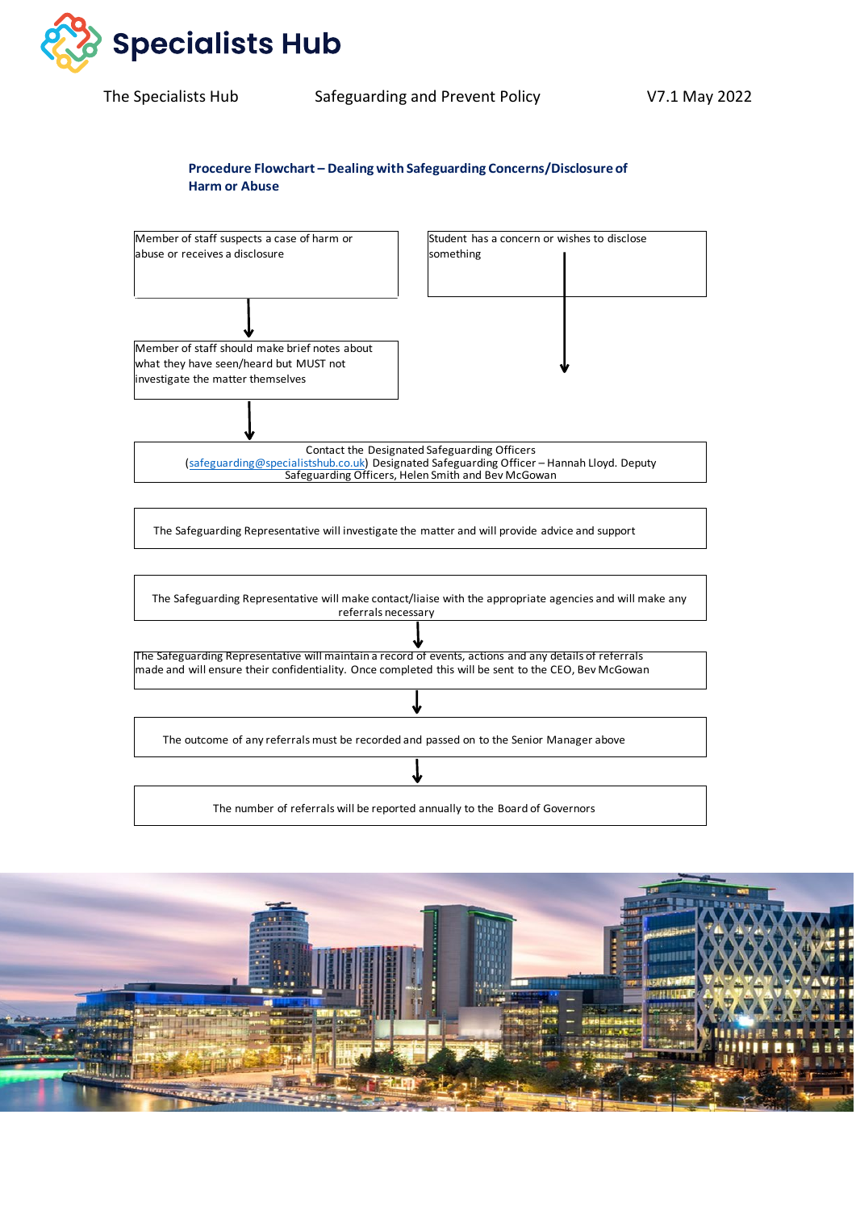## Procedure Flowchart – Dealing with Safeguarding Concerns/Disclosure of Harm or Abuse

Member of staff suspects a case of harm or abuse or receives a disclosure

Member of staff should make brief notes about what they have seen/heard but MUST not investigate the matter themselves

Student has a concern or wishes to disclose something

Contact the Designated Safeguarding Officers (safeguarding@specialistshub.co.uk) Designated Safeguarding Officer – Hannah Lloyd. Deputy Safeguarding Officers, Helen Smith and Bev McGowan

The Safeguarding Representative will investigate the matter and will provide advice and support

The Safeguarding Representative will make contact/liaise with the appropriate agencies and will make any referrals necessary

The Safeguarding Representative will maintain a record of events, actions and any details of referrals made and will ensure their confidentiality. Once completed this will be sent to the CEO, Bev McGowan

The outcome of any referrals must be recorded and passed on to the Senior Manager above

The number of referrals will be reported annually to the Board of Governors